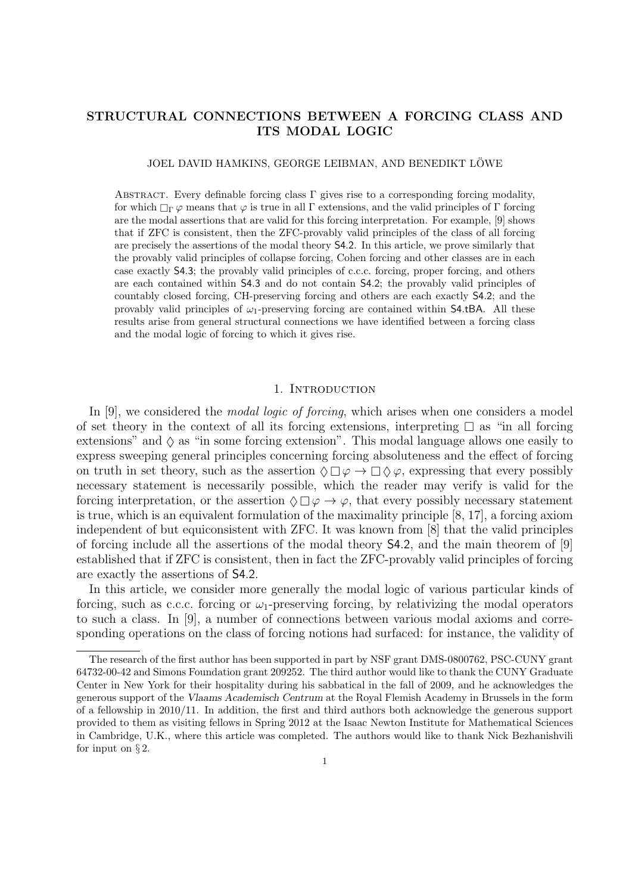# STRUCTURAL CONNECTIONS BETWEEN A FORCING CLASS AND ITS MODAL LOGIC

JOEL DAVID HAMKINS, GEORGE LEIBMAN, AND BENEDIKT LÖWE

ABSTRACT. Every definable forcing class $\Gamma$ gives rise to a corresponding forcing modality, for which $\Box_\Gamma \varphi$ means that $\varphi$ is true in all $\Gamma$ extensions, and the valid principles of $\Gamma$ forcing are the modal assertions that are valid for this forcing interpretation. For example, [9] shows that if ZFC is consistent, then the ZFC-provably valid principles of the class of all forcing are precisely the assertions of the modal theory S4.2. In this article, we prove similarly that the provably valid principles of collapse forcing, Cohen forcing and other classes are in each case exactly S4.3; the provably valid principles of c.c.c. forcing, proper forcing, and others are each contained within S4.3 and do not contain S4.2; the provably valid principles of countably closed forcing, CH-preserving forcing and others are each exactly S4.2; and the provably valid principles of $\omega_1$-preserving forcing are contained within S4.tBA. All these results arise from general structural connections we have identified between a forcing class and the modal logic of forcing to which it gives rise.

## 1. INTRODUCTION

In [9], we considered the *modal logic of forcing*, which arises when one considers a model of set theory in the context of all its forcing extensions, interpreting $\Box$ as "in all forcing extensions" and $\Diamond$ as "in some forcing extension". This modal language allows one easily to express sweeping general principles concerning forcing absoluteness and the effect of forcing on truth in set theory, such as the assertion $\Diamond\Box\varphi \to \Box\Diamond\varphi$, expressing that every possibly necessary statement is necessarily possible, which the reader may verify is valid for the forcing interpretation, or the assertion $\Diamond\Box\varphi \to \varphi$, that every possibly necessary statement is true, which is an equivalent formulation of the maximality principle [8, 17], a forcing axiom independent of but equiconsistent with ZFC. It was known from [8] that the valid principles of forcing include all the assertions of the modal theory S4.2, and the main theorem of [9] established that if ZFC is consistent, then in fact the ZFC-provably valid principles of forcing are exactly the assertions of S4.2.

In this article, we consider more generally the modal logic of various particular kinds of forcing, such as c.c.c. forcing or $\omega_1$-preserving forcing, by relativizing the modal operators to such a class. In [9], a number of connections between various modal axioms and corresponding operations on the class of forcing notions had surfaced: for instance, the validity of

The research of the first author has been supported in part by NSF grant DMS-0800762, PSC-CUNY grant 64732-00-42 and Simons Foundation grant 209252. The third author would like to thank the CUNY Graduate Center in New York for their hospitality during his sabbatical in the fall of 2009, and he acknowledges the generous support of the *Vlaams Academisch Centrum* at the Royal Flemish Academy in Brussels in the form of a fellowship in 2010/11. In addition, the first and third authors both acknowledge the generous support provided to them as visiting fellows in Spring 2012 at the Isaac Newton Institute for Mathematical Sciences in Cambridge, U.K., where this article was completed. The authors would like to thank Nick Bezhanishvili for input on § 2.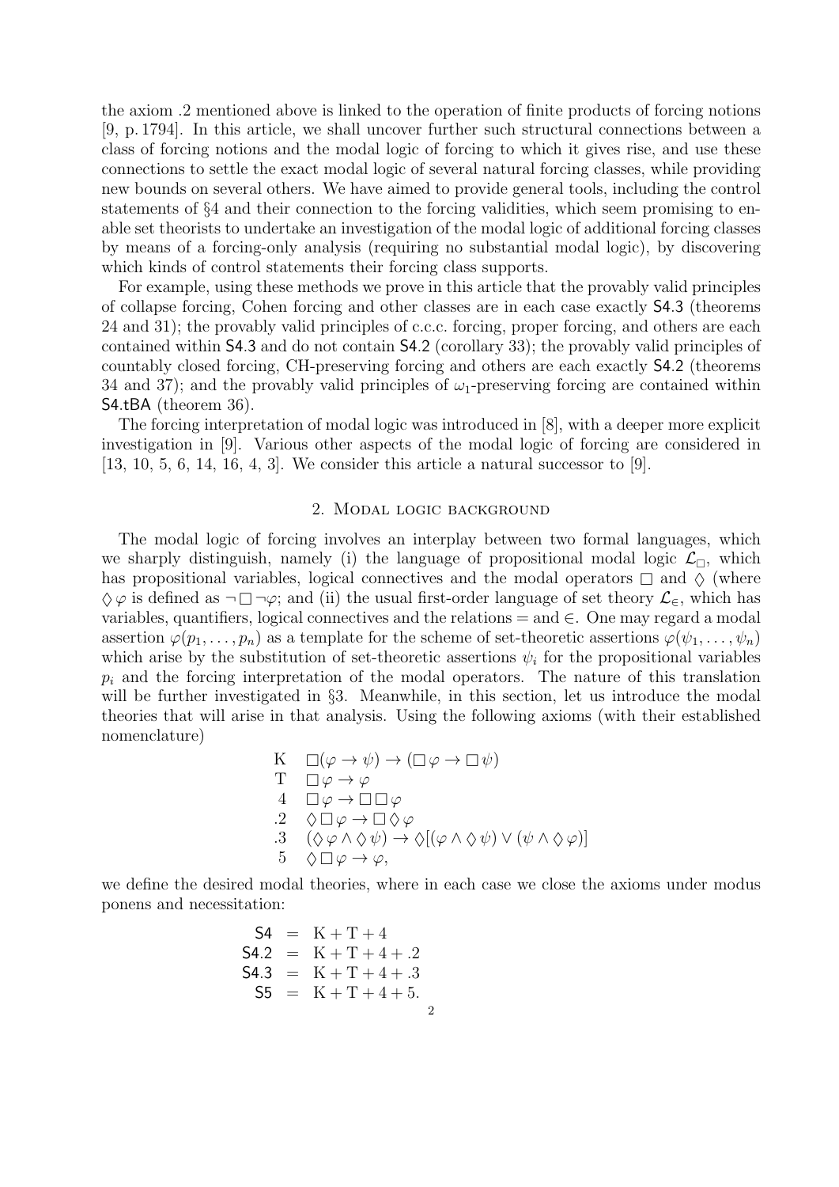the axiom .2 mentioned above is linked to the operation of finite products of forcing notions [9, p. 1794]. In this article, we shall uncover further such structural connections between a class of forcing notions and the modal logic of forcing to which it gives rise, and use these connections to settle the exact modal logic of several natural forcing classes, while providing new bounds on several others. We have aimed to provide general tools, including the control statements of §4 and their connection to the forcing validities, which seem promising to enable set theorists to undertake an investigation of the modal logic of additional forcing classes by means of a forcing-only analysis (requiring no substantial modal logic), by discovering which kinds of control statements their forcing class supports.

For example, using these methods we prove in this article that the provably valid principles of collapse forcing, Cohen forcing and other classes are in each case exactly S4.3 (theorems 24 and 31); the provably valid principles of c.c.c. forcing, proper forcing, and others are each contained within S4.3 and do not contain S4.2 (corollary 33); the provably valid principles of countably closed forcing, CH-preserving forcing and others are each exactly S4.2 (theorems 34 and 37); and the provably valid principles of $\omega_1$-preserving forcing are contained within S4.tBA (theorem 36).

The forcing interpretation of modal logic was introduced in [8], with a deeper more explicit investigation in [9]. Various other aspects of the modal logic of forcing are considered in [13, 10, 5, 6, 14, 16, 4, 3]. We consider this article a natural successor to [9].

## 2. Modal logic background

The modal logic of forcing involves an interplay between two formal languages, which we sharply distinguish, namely (i) the language of propositional modal logic $\mathcal{L}_\Box$, which has propositional variables, logical connectives and the modal operators $\Box$ and $\Diamond$ (where $\Diamond\varphi$ is defined as $\neg\Box\neg\varphi$; and (ii) the usual first-order language of set theory $\mathcal{L}_\in$, which has variables, quantifiers, logical connectives and the relations $=$ and $\in$. One may regard a modal assertion $\varphi(p_1,\ldots,p_n)$ as a template for the scheme of set-theoretic assertions $\varphi(\psi_1,\ldots,\psi_n)$ which arise by the substitution of set-theoretic assertions $\psi_i$ for the propositional variables $p_i$ and the forcing interpretation of the modal operators. The nature of this translation will be further investigated in §3. Meanwhile, in this section, let us introduce the modal theories that will arise in that analysis. Using the following axioms (with their established nomenclature)

$$
\begin{array}{ll}
\mathrm{K} & \Box(\varphi\to\psi)\to(\Box\varphi\to\Box\psi)\\
\mathrm{T} & \Box\varphi\to\varphi\\
4 & \Box\varphi\to\Box\Box\varphi\\
.2 & \Diamond\Box\varphi\to\Box\Diamond\varphi\\
.3 & (\Diamond\varphi\wedge\Diamond\psi)\to\Diamond[(\varphi\wedge\Diamond\psi)\vee(\psi\wedge\Diamond\varphi)]\\
5 & \Diamond\Box\varphi\to\varphi,
\end{array}
$$

we define the desired modal theories, where in each case we close the axioms under modus ponens and necessitation:

$$
\begin{array}{rcl}
\mathsf{S4} & = & \mathrm{K}+\mathrm{T}+4\\
\mathsf{S4.2} & = & \mathrm{K}+\mathrm{T}+4+.2\\
\mathsf{S4.3} & = & \mathrm{K}+\mathrm{T}+4+.3\\
\mathsf{S5} & = & \mathrm{K}+\mathrm{T}+4+5.
\end{array}
$$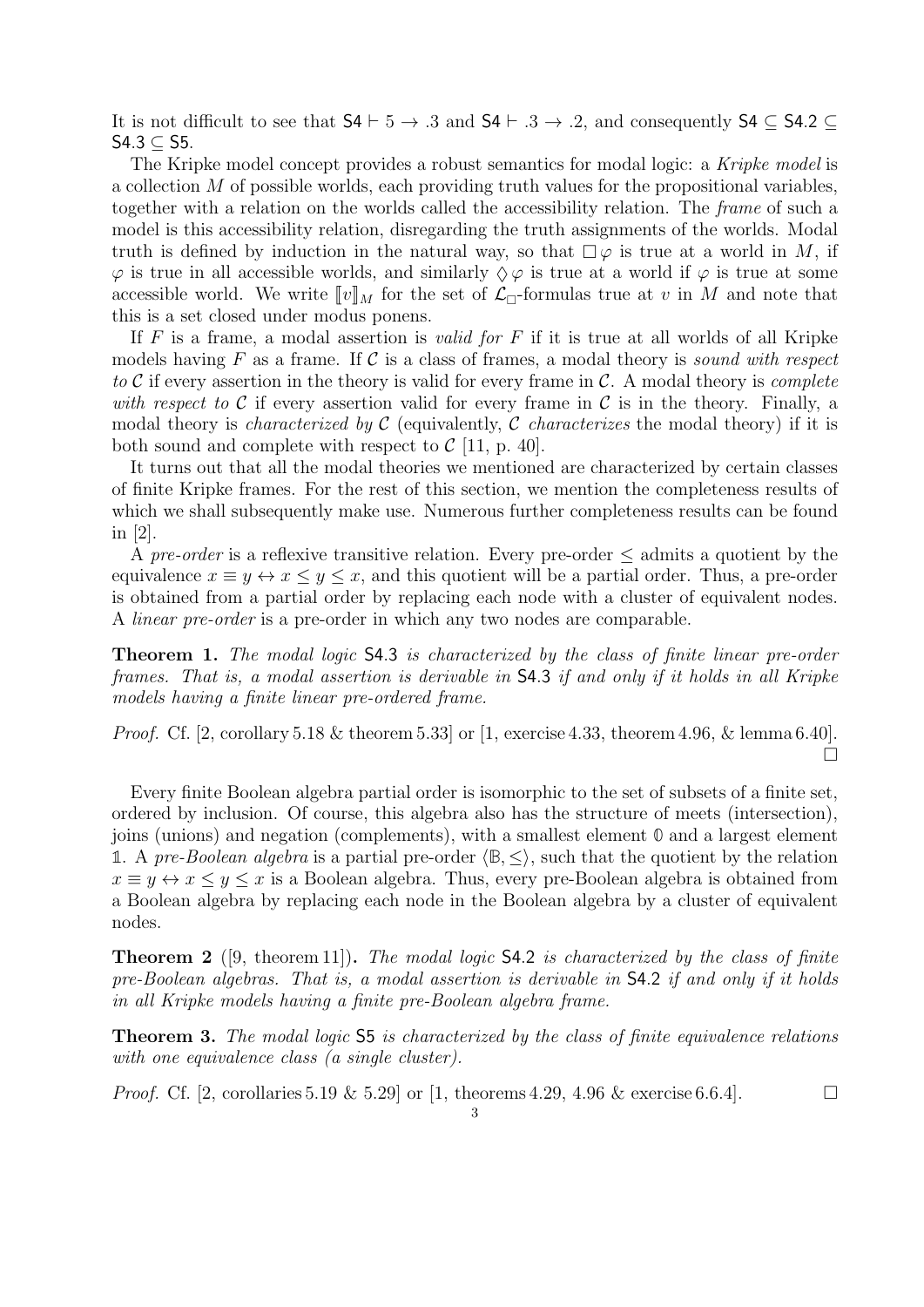It is not difficult to see that $\mathsf{S4} \vdash 5 \to .3$ and $\mathsf{S4} \vdash .3 \to .2$, and consequently $\mathsf{S4} \subseteq \mathsf{S4.2} \subseteq \mathsf{S4.3} \subseteq \mathsf{S5}$.

The Kripke model concept provides a robust semantics for modal logic: a *Kripke model* is a collection $M$ of possible worlds, each providing truth values for the propositional variables, together with a relation on the worlds called the accessibility relation. The *frame* of such a model is this accessibility relation, disregarding the truth assignments of the worlds. Modal truth is defined by induction in the natural way, so that $\Box\varphi$ is true at a world in $M$, if $\varphi$ is true in all accessible worlds, and similarly $\Diamond\varphi$ is true at a world if $\varphi$ is true at some accessible world. We write $[\![v]\!]_M$ for the set of $\mathcal{L}_\Box$-formulas true at $v$ in $M$ and note that this is a set closed under modus ponens.

If $F$ is a frame, a modal assertion is *valid for* $F$ if it is true at all worlds of all Kripke models having $F$ as a frame. If $\mathcal{C}$ is a class of frames, a modal theory is *sound with respect to* $\mathcal{C}$ if every assertion in the theory is valid for every frame in $\mathcal{C}$. A modal theory is *complete with respect to* $\mathcal{C}$ if every assertion valid for every frame in $\mathcal{C}$ is in the theory. Finally, a modal theory is *characterized by* $\mathcal{C}$ (equivalently, $\mathcal{C}$ *characterizes* the modal theory) if it is both sound and complete with respect to $\mathcal{C}$ [11, p. 40].

It turns out that all the modal theories we mentioned are characterized by certain classes of finite Kripke frames. For the rest of this section, we mention the completeness results of which we shall subsequently make use. Numerous further completeness results can be found in [2].

A *pre-order* is a reflexive transitive relation. Every pre-order $\leq$ admits a quotient by the equivalence $x \equiv y \leftrightarrow x \leq y \leq x$, and this quotient will be a partial order. Thus, a pre-order is obtained from a partial order by replacing each node with a cluster of equivalent nodes. A *linear pre-order* is a pre-order in which any two nodes are comparable.

**Theorem 1.** *The modal logic* $\mathsf{S4.3}$ *is characterized by the class of finite linear pre-order frames. That is, a modal assertion is derivable in* $\mathsf{S4.3}$ *if and only if it holds in all Kripke models having a finite linear pre-ordered frame.*

*Proof.* Cf. [2, corollary 5.18 & theorem 5.33] or [1, exercise 4.33, theorem 4.96, & lemma 6.40]. □

Every finite Boolean algebra partial order is isomorphic to the set of subsets of a finite set, ordered by inclusion. Of course, this algebra also has the structure of meets (intersection), joins (unions) and negation (complements), with a smallest element $\mathbb{0}$ and a largest element $\mathbb{1}$. A *pre-Boolean algebra* is a partial pre-order $\langle \mathbb{B}, \leq \rangle$, such that the quotient by the relation $x \equiv y \leftrightarrow x \leq y \leq x$ is a Boolean algebra. Thus, every pre-Boolean algebra is obtained from a Boolean algebra by replacing each node in the Boolean algebra by a cluster of equivalent nodes.

**Theorem 2** ([9, theorem 11])**.** *The modal logic* $\mathsf{S4.2}$ *is characterized by the class of finite pre-Boolean algebras. That is, a modal assertion is derivable in* $\mathsf{S4.2}$ *if and only if it holds in all Kripke models having a finite pre-Boolean algebra frame.*

**Theorem 3.** *The modal logic* $\mathsf{S5}$ *is characterized by the class of finite equivalence relations with one equivalence class (a single cluster).*

*Proof.* Cf. [2, corollaries 5.19 & 5.29] or [1, theorems 4.29, 4.96 & exercise 6.6.4]. □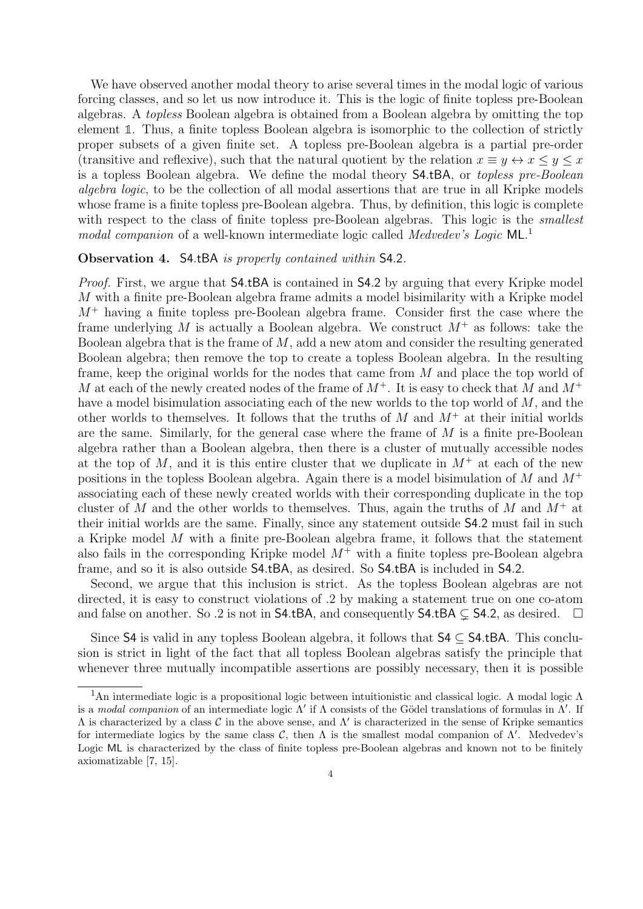We have observed another modal theory to arise several times in the modal logic of various forcing classes, and so let us now introduce it. This is the logic of finite topless pre-Boolean algebras. A *topless* Boolean algebra is obtained from a Boolean algebra by omitting the top element $\mathbb{1}$. Thus, a finite topless Boolean algebra is isomorphic to the collection of strictly proper subsets of a given finite set. A topless pre-Boolean algebra is a partial pre-order (transitive and reflexive), such that the natural quotient by the relation $x \equiv y \leftrightarrow x \leq y \leq x$ is a topless Boolean algebra. We define the modal theory $\mathsf{S4.tBA}$, or *topless pre-Boolean algebra logic*, to be the collection of all modal assertions that are true in all Kripke models whose frame is a finite topless pre-Boolean algebra. Thus, by definition, this logic is complete with respect to the class of finite topless pre-Boolean algebras. This logic is the *smallest modal companion* of a well-known intermediate logic called *Medvedev's Logic* $\mathsf{ML}$.[1]

**Observation 4.** *$\mathsf{S4.tBA}$ is properly contained within $\mathsf{S4.2}$.*

*Proof.* First, we argue that $\mathsf{S4.tBA}$ is contained in $\mathsf{S4.2}$ by arguing that every Kripke model $M$ with a finite pre-Boolean algebra frame admits a model bisimilarity with a Kripke model $M^+$ having a finite topless pre-Boolean algebra frame. Consider first the case where the frame underlying $M$ is actually a Boolean algebra. We construct $M^+$ as follows: take the Boolean algebra that is the frame of $M$, add a new atom and consider the resulting generated Boolean algebra; then remove the top to create a topless Boolean algebra. In the resulting frame, keep the original worlds for the nodes that came from $M$ and place the top world of $M$ at each of the newly created nodes of the frame of $M^+$. It is easy to check that $M$ and $M^+$ have a model bisimulation associating each of the new worlds to the top world of $M$, and the other worlds to themselves. It follows that the truths of $M$ and $M^+$ at their initial worlds are the same. Similarly, for the general case where the frame of $M$ is a finite pre-Boolean algebra rather than a Boolean algebra, then there is a cluster of mutually accessible nodes at the top of $M$, and it is this entire cluster that we duplicate in $M^+$ at each of the new positions in the topless Boolean algebra. Again there is a model bisimulation of $M$ and $M^+$ associating each of these newly created worlds with their corresponding duplicate in the top cluster of $M$ and the other worlds to themselves. Thus, again the truths of $M$ and $M^+$ at their initial worlds are the same. Finally, since any statement outside $\mathsf{S4.2}$ must fail in such a Kripke model $M$ with a finite pre-Boolean algebra frame, it follows that the statement also fails in the corresponding Kripke model $M^+$ with a finite topless pre-Boolean algebra frame, and so it is also outside $\mathsf{S4.tBA}$, as desired. So $\mathsf{S4.tBA}$ is included in $\mathsf{S4.2}$.

Second, we argue that this inclusion is strict. As the topless Boolean algebras are not directed, it is easy to construct violations of .2 by making a statement true on one co-atom and false on another. So .2 is not in $\mathsf{S4.tBA}$, and consequently $\mathsf{S4.tBA} \subsetneq \mathsf{S4.2}$, as desired. $\square$

Since $\mathsf{S4}$ is valid in any topless Boolean algebra, it follows that $\mathsf{S4} \subseteq \mathsf{S4.tBA}$. This conclusion is strict in light of the fact that all topless Boolean algebras satisfy the principle that whenever three mutually incompatible assertions are possibly necessary, then it is possible

[1] An intermediate logic is a propositional logic between intuitionistic and classical logic. A modal logic $\Lambda$ is a *modal companion* of an intermediate logic $\Lambda'$ if $\Lambda$ consists of the Gödel translations of formulas in $\Lambda'$. If $\Lambda$ is characterized by a class $\mathcal{C}$ in the above sense, and $\Lambda'$ is characterized in the sense of Kripke semantics for intermediate logics by the same class $\mathcal{C}$, then $\Lambda$ is the smallest modal companion of $\Lambda'$. Medvedev's Logic $\mathsf{ML}$ is characterized by the class of finite topless pre-Boolean algebras and known not to be finitely axiomatizable [7, 15].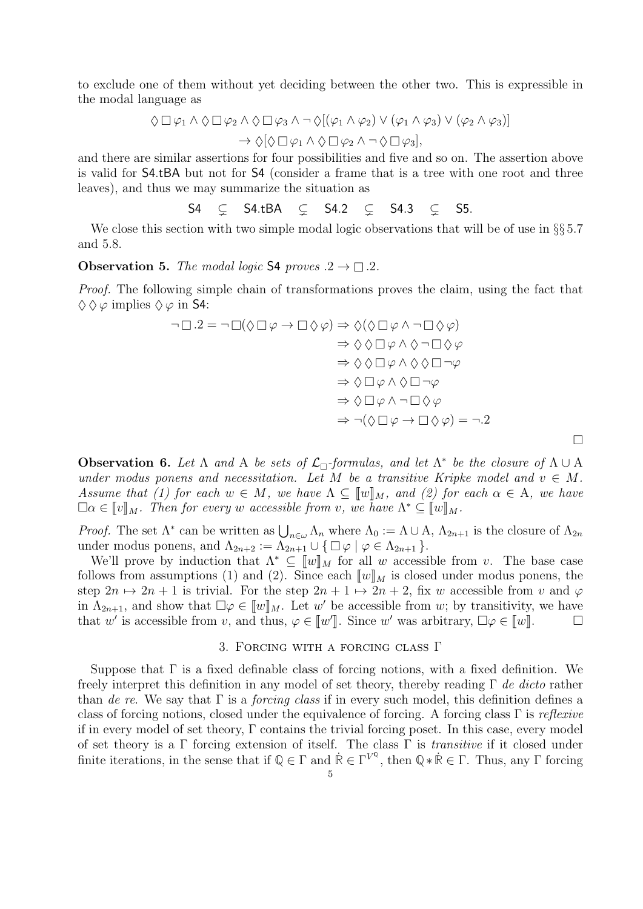to exclude one of them without yet deciding between the other two. This is expressible in the modal language as

$$\Diamond \Box \varphi_1 \wedge \Diamond \Box \varphi_2 \wedge \Diamond \Box \varphi_3 \wedge \neg \Diamond [(\varphi_1 \wedge \varphi_2) \vee (\varphi_1 \wedge \varphi_3) \vee (\varphi_2 \wedge \varphi_3)] \\ \rightarrow \Diamond [\Diamond \Box \varphi_1 \wedge \Diamond \Box \varphi_2 \wedge \neg \Diamond \Box \varphi_3],$$

and there are similar assertions for four possibilities and five and so on. The assertion above is valid for S4.tBA but not for S4 (consider a frame that is a tree with one root and three leaves), and thus we may summarize the situation as

$$\mathsf{S4} \quad \subsetneq \quad \mathsf{S4.tBA} \quad \subsetneq \quad \mathsf{S4.2} \quad \subsetneq \quad \mathsf{S4.3} \quad \subsetneq \quad \mathsf{S5}.$$

We close this section with two simple modal logic observations that will be of use in §§ 5.7 and 5.8.

**Observation 5.** *The modal logic* S4 *proves* $.2 \rightarrow \Box .2$.

*Proof.* The following simple chain of transformations proves the claim, using the fact that $\Diamond \Diamond \varphi$ implies $\Diamond \varphi$ in S4:

$$\begin{aligned} \neg \Box .2 = \neg \Box(\Diamond \Box \varphi \rightarrow \Box \Diamond \varphi) &\Rightarrow \Diamond(\Diamond \Box \varphi \wedge \neg \Box \Diamond \varphi) \\ &\Rightarrow \Diamond \Diamond \Box \varphi \wedge \Diamond \neg \Box \Diamond \varphi \\ &\Rightarrow \Diamond \Diamond \Box \varphi \wedge \Diamond \Diamond \Box \neg \varphi \\ &\Rightarrow \Diamond \Box \varphi \wedge \Diamond \Box \neg \varphi \\ &\Rightarrow \Diamond \Box \varphi \wedge \neg \Box \Diamond \varphi \\ &\Rightarrow \neg(\Diamond \Box \varphi \rightarrow \Box \Diamond \varphi) = \neg .2 \end{aligned}$$

□

**Observation 6.** *Let* $\Lambda$ *and* $\mathrm{A}$ *be sets of* $\mathcal{L}_\Box$*-formulas, and let* $\Lambda^*$ *be the closure of* $\Lambda \cup \mathrm{A}$ *under modus ponens and necessitation. Let* $M$ *be a transitive Kripke model and* $v \in M$*. Assume that (1) for each* $w \in M$*, we have* $\Lambda \subseteq [\![w]\!]_M$*, and (2) for each* $\alpha \in \mathrm{A}$*, we have* $\Box\alpha \in [\![v]\!]_M$*. Then for every* $w$ *accessible from* $v$*, we have* $\Lambda^* \subseteq [\![w]\!]_M$*.*

*Proof.* The set $\Lambda^*$ can be written as $\bigcup_{n\in\omega} \Lambda_n$ where $\Lambda_0 := \Lambda \cup \mathrm{A}$, $\Lambda_{2n+1}$ is the closure of $\Lambda_{2n}$ under modus ponens, and $\Lambda_{2n+2} := \Lambda_{2n+1} \cup \{\, \Box \varphi \mid \varphi \in \Lambda_{2n+1} \,\}$.

We'll prove by induction that $\Lambda^* \subseteq [\![w]\!]_M$ for all $w$ accessible from $v$. The base case follows from assumptions (1) and (2). Since each $[\![w]\!]_M$ is closed under modus ponens, the step $2n \mapsto 2n+1$ is trivial. For the step $2n+1 \mapsto 2n+2$, fix $w$ accessible from $v$ and $\varphi$ in $\Lambda_{2n+1}$, and show that $\Box\varphi \in [\![w]\!]_M$. Let $w'$ be accessible from $w$; by transitivity, we have that $w'$ is accessible from $v$, and thus, $\varphi \in [\![w']\!]$. Since $w'$ was arbitrary, $\Box\varphi \in [\![w]\!]$. □

## 3. Forcing with a forcing class $\Gamma$

Suppose that $\Gamma$ is a fixed definable class of forcing notions, with a fixed definition. We freely interpret this definition in any model of set theory, thereby reading $\Gamma$ *de dicto* rather than *de re*. We say that $\Gamma$ is a *forcing class* if in every such model, this definition defines a class of forcing notions, closed under the equivalence of forcing. A forcing class $\Gamma$ is *reflexive* if in every model of set theory, $\Gamma$ contains the trivial forcing poset. In this case, every model of set theory is a $\Gamma$ forcing extension of itself. The class $\Gamma$ is *transitive* if it closed under finite iterations, in the sense that if $\mathbb{Q} \in \Gamma$ and $\dot{\mathbb{R}} \in \Gamma^{V^{\mathbb{Q}}}$, then $\mathbb{Q} * \dot{\mathbb{R}} \in \Gamma$. Thus, any $\Gamma$ forcing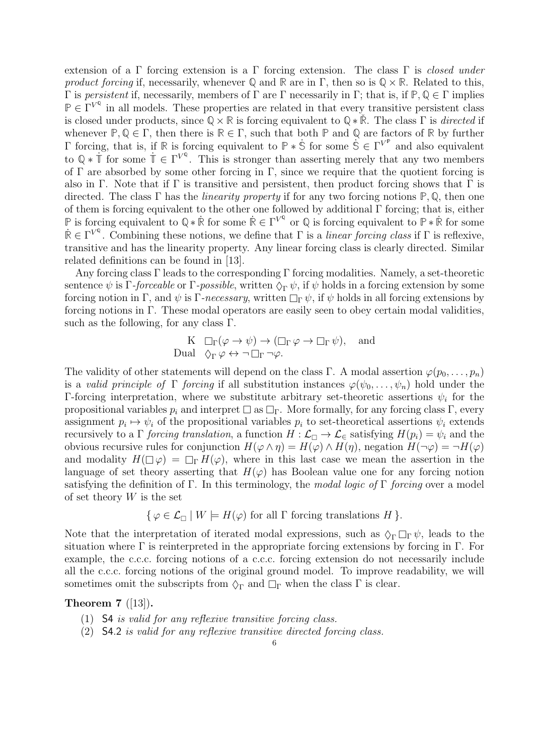extension of a $\Gamma$ forcing extension is a $\Gamma$ forcing extension. The class $\Gamma$ is *closed under product forcing* if, necessarily, whenever $\mathbb{Q}$ and $\mathbb{R}$ are in $\Gamma$, then so is $\mathbb{Q} \times \mathbb{R}$. Related to this, $\Gamma$ is *persistent* if, necessarily, members of $\Gamma$ are $\Gamma$ necessarily in $\Gamma$; that is, if $\mathbb{P}, \mathbb{Q} \in \Gamma$ implies $\mathbb{P} \in \Gamma^{V^{\mathbb{Q}}}$ in all models. These properties are related in that every transitive persistent class is closed under products, since $\mathbb{Q} \times \mathbb{R}$ is forcing equivalent to $\mathbb{Q} * \check{\mathbb{R}}$. The class $\Gamma$ is *directed* if whenever $\mathbb{P}, \mathbb{Q} \in \Gamma$, then there is $\mathbb{R} \in \Gamma$, such that both $\mathbb{P}$ and $\mathbb{Q}$ are factors of $\mathbb{R}$ by further $\Gamma$ forcing, that is, if $\mathbb{R}$ is forcing equivalent to $\mathbb{P} * \dot{\mathbb{S}}$ for some $\dot{\mathbb{S}} \in \Gamma^{V^{\mathbb{P}}}$ and also equivalent to $\mathbb{Q} * \dot{\mathbb{T}}$ for some $\dot{\mathbb{T}} \in \Gamma^{V^{\mathbb{Q}}}$. This is stronger than asserting merely that any two members of $\Gamma$ are absorbed by some other forcing in $\Gamma$, since we require that the quotient forcing is also in $\Gamma$. Note that if $\Gamma$ is transitive and persistent, then product forcing shows that $\Gamma$ is directed. The class $\Gamma$ has the *linearity property* if for any two forcing notions $\mathbb{P}, \mathbb{Q}$, then one of them is forcing equivalent to the other one followed by additional $\Gamma$ forcing; that is, either $\mathbb{P}$ is forcing equivalent to $\mathbb{Q} * \dot{\mathbb{R}}$ for some $\dot{\mathbb{R}} \in \Gamma^{V^{\mathbb{Q}}}$ or $\mathbb{Q}$ is forcing equivalent to $\mathbb{P} * \dot{\mathbb{R}}$ for some $\dot{\mathbb{R}} \in \Gamma^{V^{\mathbb{Q}}}$. Combining these notions, we define that $\Gamma$ is a *linear forcing class* if $\Gamma$ is reflexive, transitive and has the linearity property. Any linear forcing class is clearly directed. Similar related definitions can be found in [13].

Any forcing class $\Gamma$ leads to the corresponding $\Gamma$ forcing modalities. Namely, a set-theoretic sentence $\psi$ is $\Gamma$-*forceable* or $\Gamma$-*possible*, written $\Diamond_\Gamma \psi$, if $\psi$ holds in a forcing extension by some forcing notion in $\Gamma$, and $\psi$ is $\Gamma$-*necessary*, written $\Box_\Gamma \psi$, if $\psi$ holds in all forcing extensions by forcing notions in $\Gamma$. These modal operators are easily seen to obey certain modal validities, such as the following, for any class $\Gamma$.

$$\begin{array}{ll} \text{K} & \Box_\Gamma(\varphi \to \psi) \to (\Box_\Gamma \varphi \to \Box_\Gamma \psi), \quad \text{and} \\ \text{Dual} & \Diamond_\Gamma \varphi \leftrightarrow \neg \Box_\Gamma \neg \varphi. \end{array}$$

The validity of other statements will depend on the class $\Gamma$. A modal assertion $\varphi(p_0, \ldots, p_n)$ is a *valid principle of* $\Gamma$ *forcing* if all substitution instances $\varphi(\psi_0, \ldots, \psi_n)$ hold under the $\Gamma$-forcing interpretation, where we substitute arbitrary set-theoretic assertions $\psi_i$ for the propositional variables $p_i$ and interpret $\Box$ as $\Box_\Gamma$. More formally, for any forcing class $\Gamma$, every assignment $p_i \mapsto \psi_i$ of the propositional variables $p_i$ to set-theoretical assertions $\psi_i$ extends recursively to a $\Gamma$ *forcing translation*, a function $H : \mathcal{L}_\Box \to \mathcal{L}_\in$ satisfying $H(p_i) = \psi_i$ and the obvious recursive rules for conjunction $H(\varphi \wedge \eta) = H(\varphi) \wedge H(\eta)$, negation $H(\neg\varphi) = \neg H(\varphi)$ and modality $H(\Box \varphi) = \Box_\Gamma H(\varphi)$, where in this last case we mean the assertion in the language of set theory asserting that $H(\varphi)$ has Boolean value one for any forcing notion satisfying the definition of $\Gamma$. In this terminology, the *modal logic of* $\Gamma$ *forcing* over a model of set theory $W$ is the set

$$\{\, \varphi \in \mathcal{L}_\Box \mid W \models H(\varphi) \text{ for all } \Gamma \text{ forcing translations } H \,\}.$$

Note that the interpretation of iterated modal expressions, such as $\Diamond_\Gamma \Box_\Gamma \psi$, leads to the situation where $\Gamma$ is reinterpreted in the appropriate forcing extensions by forcing in $\Gamma$. For example, the c.c.c. forcing notions of a c.c.c. forcing extension do not necessarily include all the c.c.c. forcing notions of the original ground model. To improve readability, we will sometimes omit the subscripts from $\Diamond_\Gamma$ and $\Box_\Gamma$ when the class $\Gamma$ is clear.

**Theorem 7** ([13])**.**

1. S4 *is valid for any reflexive transitive forcing class.*
2. S4.2 *is valid for any reflexive transitive directed forcing class.*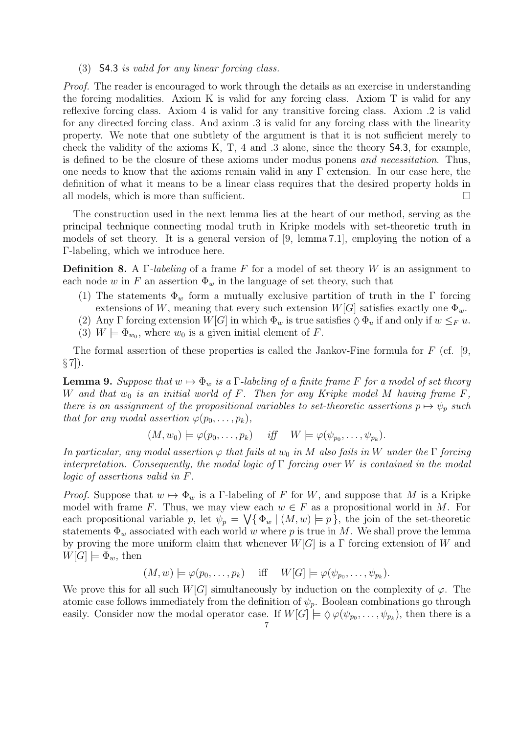(3) $\mathsf{S4.3}$ *is valid for any linear forcing class.*

*Proof.* The reader is encouraged to work through the details as an exercise in understanding the forcing modalities. Axiom K is valid for any forcing class. Axiom T is valid for any reflexive forcing class. Axiom 4 is valid for any transitive forcing class. Axiom .2 is valid for any directed forcing class. And axiom .3 is valid for any forcing class with the linearity property. We note that one subtlety of the argument is that it is not sufficient merely to check the validity of the axioms K, T, 4 and .3 alone, since the theory $\mathsf{S4.3}$, for example, is defined to be the closure of these axioms under modus ponens *and necessitation*. Thus, one needs to know that the axioms remain valid in any $\Gamma$ extension. In our case here, the definition of what it means to be a linear class requires that the desired property holds in all models, which is more than sufficient. □

The construction used in the next lemma lies at the heart of our method, serving as the principal technique connecting modal truth in Kripke models with set-theoretic truth in models of set theory. It is a general version of [9, lemma 7.1], employing the notion of a $\Gamma$-labeling, which we introduce here.

**Definition 8.** A $\Gamma$-*labeling* of a frame $F$ for a model of set theory $W$ is an assignment to each node $w$ in $F$ an assertion $\Phi_w$ in the language of set theory, such that

(1) The statements $\Phi_w$ form a mutually exclusive partition of truth in the $\Gamma$ forcing extensions of $W$, meaning that every such extension $W[G]$ satisfies exactly one $\Phi_w$.
(2) Any $\Gamma$ forcing extension $W[G]$ in which $\Phi_w$ is true satisfies $\Diamond\,\Phi_u$ if and only if $w \leq_F u$.
(3) $W \models \Phi_{w_0}$, where $w_0$ is a given initial element of $F$.

The formal assertion of these properties is called the Jankov-Fine formula for $F$ (cf. [9, § 7]).

**Lemma 9.** *Suppose that $w \mapsto \Phi_w$ is a $\Gamma$-labeling of a finite frame $F$ for a model of set theory $W$ and that $w_0$ is an initial world of $F$. Then for any Kripke model $M$ having frame $F$, there is an assignment of the propositional variables to set-theoretic assertions $p \mapsto \psi_p$ such that for any modal assertion $\varphi(p_0, \ldots, p_k)$,*

$$(M, w_0) \models \varphi(p_0, \ldots, p_k) \quad \textit{iff} \quad W \models \varphi(\psi_{p_0}, \ldots, \psi_{p_k}).$$

*In particular, any modal assertion $\varphi$ that fails at $w_0$ in $M$ also fails in $W$ under the $\Gamma$ forcing interpretation. Consequently, the modal logic of $\Gamma$ forcing over $W$ is contained in the modal logic of assertions valid in $F$.*

*Proof.* Suppose that $w \mapsto \Phi_w$ is a $\Gamma$-labeling of $F$ for $W$, and suppose that $M$ is a Kripke model with frame $F$. Thus, we may view each $w \in F$ as a propositional world in $M$. For each propositional variable $p$, let $\psi_p = \bigvee\{\, \Phi_w \mid (M, w) \models p \,\}$, the join of the set-theoretic statements $\Phi_w$ associated with each world $w$ where $p$ is true in $M$. We shall prove the lemma by proving the more uniform claim that whenever $W[G]$ is a $\Gamma$ forcing extension of $W$ and $W[G] \models \Phi_w$, then

$$(M, w) \models \varphi(p_0, \ldots, p_k) \quad \text{iff} \quad W[G] \models \varphi(\psi_{p_0}, \ldots, \psi_{p_k}).$$

We prove this for all such $W[G]$ simultaneously by induction on the complexity of $\varphi$. The atomic case follows immediately from the definition of $\psi_p$. Boolean combinations go through easily. Consider now the modal operator case. If $W[G] \models \Diamond\,\varphi(\psi_{p_0}, \ldots, \psi_{p_k})$, then there is a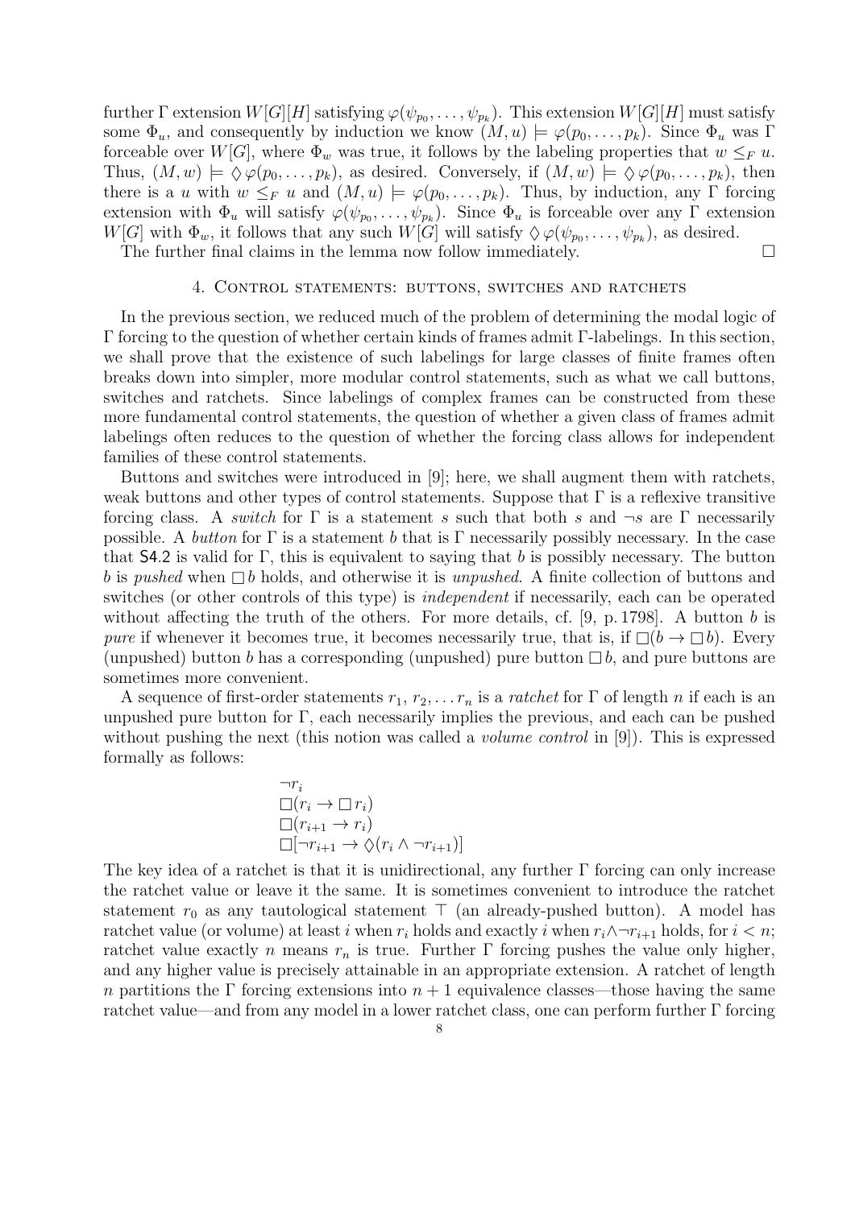further Γ extension $W[G][H]$ satisfying $\varphi(\psi_{p_0}, \ldots, \psi_{p_k})$. This extension $W[G][H]$ must satisfy some $\Phi_u$, and consequently by induction we know $(M, u) \models \varphi(p_0, \ldots, p_k)$. Since $\Phi_u$ was Γ forceable over $W[G]$, where $\Phi_w$ was true, it follows by the labeling properties that $w \leq_F u$. Thus, $(M, w) \models \Diamond\varphi(p_0, \ldots, p_k)$, as desired. Conversely, if $(M, w) \models \Diamond\varphi(p_0, \ldots, p_k)$, then there is a $u$ with $w \leq_F u$ and $(M, u) \models \varphi(p_0, \ldots, p_k)$. Thus, by induction, any Γ forcing extension with $\Phi_u$ will satisfy $\varphi(\psi_{p_0}, \ldots, \psi_{p_k})$. Since $\Phi_u$ is forceable over any Γ extension $W[G]$ with $\Phi_w$, it follows that any such $W[G]$ will satisfy $\Diamond\varphi(\psi_{p_0}, \ldots, \psi_{p_k})$, as desired.

The further final claims in the lemma now follow immediately. □

## 4. Control statements: buttons, switches and ratchets

In the previous section, we reduced much of the problem of determining the modal logic of Γ forcing to the question of whether certain kinds of frames admit Γ-labelings. In this section, we shall prove that the existence of such labelings for large classes of finite frames often breaks down into simpler, more modular control statements, such as what we call buttons, switches and ratchets. Since labelings of complex frames can be constructed from these more fundamental control statements, the question of whether a given class of frames admit labelings often reduces to the question of whether the forcing class allows for independent families of these control statements.

Buttons and switches were introduced in [9]; here, we shall augment them with ratchets, weak buttons and other types of control statements. Suppose that Γ is a reflexive transitive forcing class. A *switch* for Γ is a statement $s$ such that both $s$ and $\neg s$ are Γ necessarily possible. A *button* for Γ is a statement $b$ that is Γ necessarily possibly necessary. In the case that S4.2 is valid for Γ, this is equivalent to saying that $b$ is possibly necessary. The button $b$ is *pushed* when $\Box b$ holds, and otherwise it is *unpushed*. A finite collection of buttons and switches (or other controls of this type) is *independent* if necessarily, each can be operated without affecting the truth of the others. For more details, cf. [9, p. 1798]. A button $b$ is *pure* if whenever it becomes true, it becomes necessarily true, that is, if $\Box(b \to \Box b)$. Every (unpushed) button $b$ has a corresponding (unpushed) pure button $\Box b$, and pure buttons are sometimes more convenient.

A sequence of first-order statements $r_1, r_2, \ldots r_n$ is a *ratchet* for Γ of length $n$ if each is an unpushed pure button for Γ, each necessarily implies the previous, and each can be pushed without pushing the next (this notion was called a *volume control* in [9]). This is expressed formally as follows:

$$\begin{aligned}
&\neg r_i \\
&\Box(r_i \to \Box r_i) \\
&\Box(r_{i+1} \to r_i) \\
&\Box[\neg r_{i+1} \to \Diamond(r_i \wedge \neg r_{i+1})]
\end{aligned}$$

The key idea of a ratchet is that it is unidirectional, any further Γ forcing can only increase the ratchet value or leave it the same. It is sometimes convenient to introduce the ratchet statement $r_0$ as any tautological statement $\top$ (an already-pushed button). A model has ratchet value (or volume) at least $i$ when $r_i$ holds and exactly $i$ when $r_i \wedge \neg r_{i+1}$ holds, for $i < n$; ratchet value exactly $n$ means $r_n$ is true. Further Γ forcing pushes the value only higher, and any higher value is precisely attainable in an appropriate extension. A ratchet of length $n$ partitions the Γ forcing extensions into $n + 1$ equivalence classes—those having the same ratchet value—and from any model in a lower ratchet class, one can perform further Γ forcing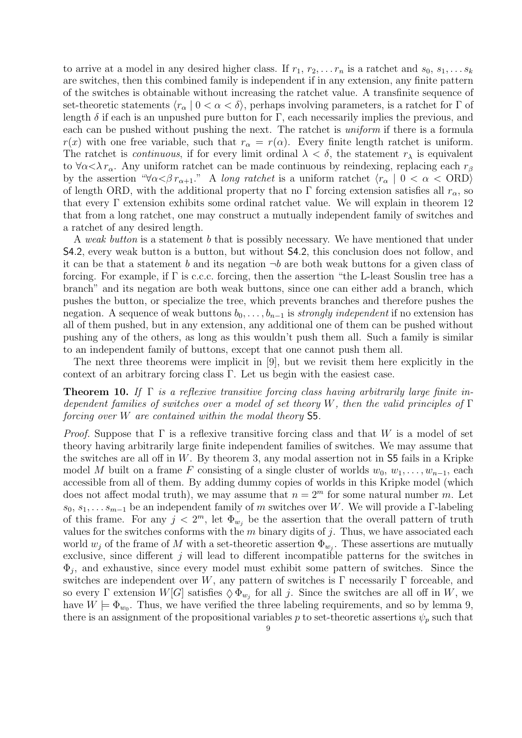to arrive at a model in any desired higher class. If $r_1, r_2, \ldots r_n$ is a ratchet and $s_0, s_1, \ldots s_k$ are switches, then this combined family is independent if in any extension, any finite pattern of the switches is obtainable without increasing the ratchet value. A transfinite sequence of set-theoretic statements $\langle r_\alpha \mid 0 < \alpha < \delta \rangle$, perhaps involving parameters, is a ratchet for $\Gamma$ of length $\delta$ if each is an unpushed pure button for $\Gamma$, each necessarily implies the previous, and each can be pushed without pushing the next. The ratchet is *uniform* if there is a formula $r(x)$ with one free variable, such that $r_\alpha = r(\alpha)$. Every finite length ratchet is uniform. The ratchet is *continuous*, if for every limit ordinal $\lambda < \delta$, the statement $r_\lambda$ is equivalent to $\forall \alpha{<}\lambda\, r_\alpha$. Any uniform ratchet can be made continuous by reindexing, replacing each $r_\beta$ by the assertion "$\forall \alpha{<}\beta\, r_{\alpha+1}$." A *long ratchet* is a uniform ratchet $\langle r_\alpha \mid 0 < \alpha < \mathrm{ORD} \rangle$ of length ORD, with the additional property that no $\Gamma$ forcing extension satisfies all $r_\alpha$, so that every $\Gamma$ extension exhibits some ordinal ratchet value. We will explain in theorem 12 that from a long ratchet, one may construct a mutually independent family of switches and a ratchet of any desired length.

A *weak button* is a statement $b$ that is possibly necessary. We have mentioned that under S4.2, every weak button is a button, but without S4.2, this conclusion does not follow, and it can be that a statement $b$ and its negation $\neg b$ are both weak buttons for a given class of forcing. For example, if $\Gamma$ is c.c.c. forcing, then the assertion "the L-least Souslin tree has a branch" and its negation are both weak buttons, since one can either add a branch, which pushes the button, or specialize the tree, which prevents branches and therefore pushes the negation. A sequence of weak buttons $b_0, \ldots, b_{n-1}$ is *strongly independent* if no extension has all of them pushed, but in any extension, any additional one of them can be pushed without pushing any of the others, as long as this wouldn't push them all. Such a family is similar to an independent family of buttons, except that one cannot push them all.

The next three theorems were implicit in [9], but we revisit them here explicitly in the context of an arbitrary forcing class $\Gamma$. Let us begin with the easiest case.

**Theorem 10.** *If $\Gamma$ is a reflexive transitive forcing class having arbitrarily large finite independent families of switches over a model of set theory $W$, then the valid principles of $\Gamma$ forcing over $W$ are contained within the modal theory* S5*.*

*Proof.* Suppose that $\Gamma$ is a reflexive transitive forcing class and that $W$ is a model of set theory having arbitrarily large finite independent families of switches. We may assume that the switches are all off in $W$. By theorem 3, any modal assertion not in S5 fails in a Kripke model $M$ built on a frame $F$ consisting of a single cluster of worlds $w_0, w_1, \ldots, w_{n-1}$, each accessible from all of them. By adding dummy copies of worlds in this Kripke model (which does not affect modal truth), we may assume that $n = 2^m$ for some natural number $m$. Let $s_0, s_1, \ldots s_{m-1}$ be an independent family of $m$ switches over $W$. We will provide a $\Gamma$-labeling of this frame. For any $j < 2^m$, let $\Phi_{w_j}$ be the assertion that the overall pattern of truth values for the switches conforms with the $m$ binary digits of $j$. Thus, we have associated each world $w_j$ of the frame of $M$ with a set-theoretic assertion $\Phi_{w_j}$. These assertions are mutually exclusive, since different $j$ will lead to different incompatible patterns for the switches in $\Phi_j$, and exhaustive, since every model must exhibit some pattern of switches. Since the switches are independent over $W$, any pattern of switches is $\Gamma$ necessarily $\Gamma$ forceable, and so every $\Gamma$ extension $W[G]$ satisfies $\Diamond \Phi_{w_j}$ for all $j$. Since the switches are all off in $W$, we have $W \models \Phi_{w_0}$. Thus, we have verified the three labeling requirements, and so by lemma 9, there is an assignment of the propositional variables $p$ to set-theoretic assertions $\psi_p$ such that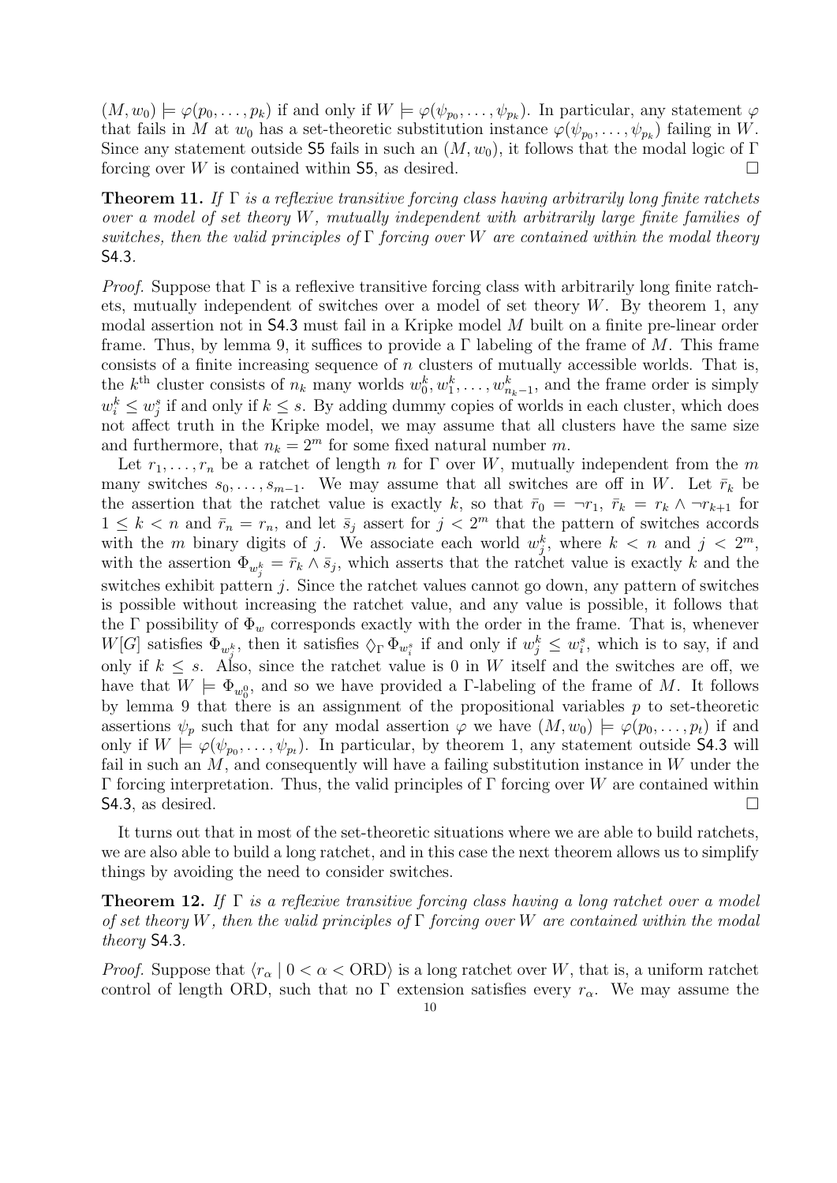$(M, w_0) \models \varphi(p_0, \ldots, p_k)$ if and only if $W \models \varphi(\psi_{p_0}, \ldots, \psi_{p_k})$. In particular, any statement $\varphi$ that fails in $M$ at $w_0$ has a set-theoretic substitution instance $\varphi(\psi_{p_0}, \ldots, \psi_{p_k})$ failing in $W$. Since any statement outside S5 fails in such an $(M, w_0)$, it follows that the modal logic of $\Gamma$ forcing over $W$ is contained within S5, as desired. □

**Theorem 11.** *If $\Gamma$ is a reflexive transitive forcing class having arbitrarily long finite ratchets over a model of set theory $W$, mutually independent with arbitrarily large finite families of switches, then the valid principles of $\Gamma$ forcing over $W$ are contained within the modal theory* S4.3.

*Proof.* Suppose that $\Gamma$ is a reflexive transitive forcing class with arbitrarily long finite ratchets, mutually independent of switches over a model of set theory $W$. By theorem 1, any modal assertion not in S4.3 must fail in a Kripke model $M$ built on a finite pre-linear order frame. Thus, by lemma 9, it suffices to provide a $\Gamma$ labeling of the frame of $M$. This frame consists of a finite increasing sequence of $n$ clusters of mutually accessible worlds. That is, the $k^{\text{th}}$ cluster consists of $n_k$ many worlds $w_0^k, w_1^k, \ldots, w_{n_k-1}^k$, and the frame order is simply $w_i^k \leq w_j^s$ if and only if $k \leq s$. By adding dummy copies of worlds in each cluster, which does not affect truth in the Kripke model, we may assume that all clusters have the same size and furthermore, that $n_k = 2^m$ for some fixed natural number $m$.

Let $r_1, \ldots, r_n$ be a ratchet of length $n$ for $\Gamma$ over $W$, mutually independent from the $m$ many switches $s_0, \ldots, s_{m-1}$. We may assume that all switches are off in $W$. Let $\bar{r}_k$ be the assertion that the ratchet value is exactly $k$, so that $\bar{r}_0 = \neg r_1$, $\bar{r}_k = r_k \wedge \neg r_{k+1}$ for $1 \leq k < n$ and $\bar{r}_n = r_n$, and let $\bar{s}_j$ assert for $j < 2^m$ that the pattern of switches accords with the $m$ binary digits of $j$. We associate each world $w_j^k$, where $k < n$ and $j < 2^m$, with the assertion $\Phi_{w_j^k} = \bar{r}_k \wedge \bar{s}_j$, which asserts that the ratchet value is exactly $k$ and the switches exhibit pattern $j$. Since the ratchet values cannot go down, any pattern of switches is possible without increasing the ratchet value, and any value is possible, it follows that the $\Gamma$ possibility of $\Phi_w$ corresponds exactly with the order in the frame. That is, whenever $W[G]$ satisfies $\Phi_{w_j^k}$, then it satisfies $\Diamond_\Gamma \Phi_{w_i^s}$ if and only if $w_j^k \leq w_i^s$, which is to say, if and only if $k \leq s$. Also, since the ratchet value is 0 in $W$ itself and the switches are off, we have that $W \models \Phi_{w_0^0}$, and so we have provided a $\Gamma$-labeling of the frame of $M$. It follows by lemma 9 that there is an assignment of the propositional variables $p$ to set-theoretic assertions $\psi_p$ such that for any modal assertion $\varphi$ we have $(M, w_0) \models \varphi(p_0, \ldots, p_t)$ if and only if $W \models \varphi(\psi_{p_0}, \ldots, \psi_{p_t})$. In particular, by theorem 1, any statement outside S4.3 will fail in such an $M$, and consequently will have a failing substitution instance in $W$ under the $\Gamma$ forcing interpretation. Thus, the valid principles of $\Gamma$ forcing over $W$ are contained within S4.3, as desired. □

It turns out that in most of the set-theoretic situations where we are able to build ratchets, we are also able to build a long ratchet, and in this case the next theorem allows us to simplify things by avoiding the need to consider switches.

**Theorem 12.** *If $\Gamma$ is a reflexive transitive forcing class having a long ratchet over a model of set theory $W$, then the valid principles of $\Gamma$ forcing over $W$ are contained within the modal theory* S4.3.

*Proof.* Suppose that $\langle r_\alpha \mid 0 < \alpha < \text{ORD} \rangle$ is a long ratchet over $W$, that is, a uniform ratchet control of length ORD, such that no $\Gamma$ extension satisfies every $r_\alpha$. We may assume the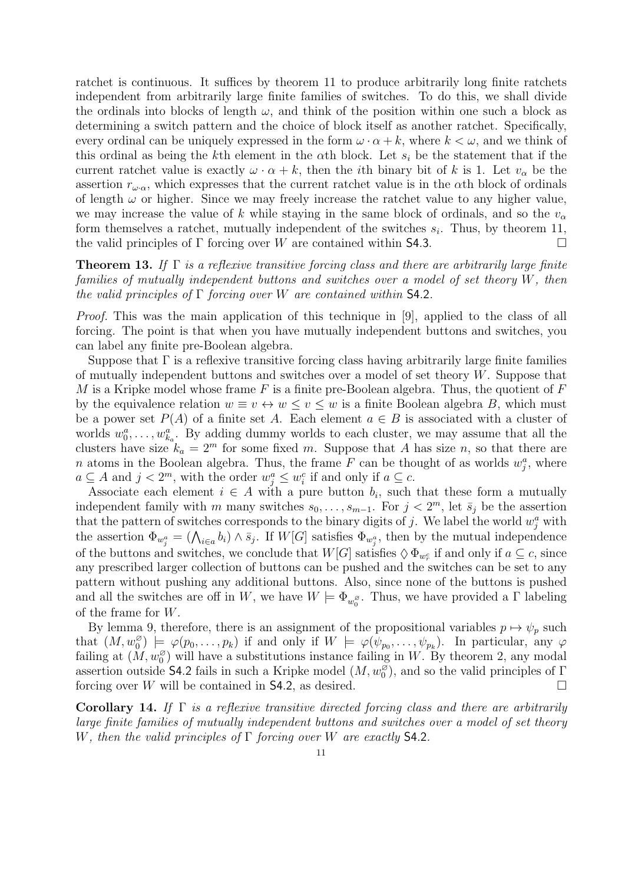ratchet is continuous. It suffices by theorem 11 to produce arbitrarily long finite ratchets independent from arbitrarily large finite families of switches. To do this, we shall divide the ordinals into blocks of length $\omega$, and think of the position within one such a block as determining a switch pattern and the choice of block itself as another ratchet. Specifically, every ordinal can be uniquely expressed in the form $\omega \cdot \alpha + k$, where $k < \omega$, and we think of this ordinal as being the $k$th element in the $\alpha$th block. Let $s_i$ be the statement that if the current ratchet value is exactly $\omega \cdot \alpha + k$, then the $i$th binary bit of $k$ is 1. Let $v_\alpha$ be the assertion $r_{\omega \cdot \alpha}$, which expresses that the current ratchet value is in the $\alpha$th block of ordinals of length $\omega$ or higher. Since we may freely increase the ratchet value to any higher value, we may increase the value of $k$ while staying in the same block of ordinals, and so the $v_\alpha$ form themselves a ratchet, mutually independent of the switches $s_i$. Thus, by theorem 11, the valid principles of $\Gamma$ forcing over $W$ are contained within S4.3. □

**Theorem 13.** *If $\Gamma$ is a reflexive transitive forcing class and there are arbitrarily large finite families of mutually independent buttons and switches over a model of set theory $W$, then the valid principles of $\Gamma$ forcing over $W$ are contained within* S4.2.

*Proof.* This was the main application of this technique in [9], applied to the class of all forcing. The point is that when you have mutually independent buttons and switches, you can label any finite pre-Boolean algebra.

Suppose that $\Gamma$ is a reflexive transitive forcing class having arbitrarily large finite families of mutually independent buttons and switches over a model of set theory $W$. Suppose that $M$ is a Kripke model whose frame $F$ is a finite pre-Boolean algebra. Thus, the quotient of $F$ by the equivalence relation $w \equiv v \leftrightarrow w \leq v \leq w$ is a finite Boolean algebra $B$, which must be a power set $P(A)$ of a finite set $A$. Each element $a \in B$ is associated with a cluster of worlds $w^a_0, \ldots, w^a_{k_a}$. By adding dummy worlds to each cluster, we may assume that all the clusters have size $k_a = 2^m$ for some fixed $m$. Suppose that $A$ has size $n$, so that there are $n$ atoms in the Boolean algebra. Thus, the frame $F$ can be thought of as worlds $w^a_j$, where $a \subseteq A$ and $j < 2^m$, with the order $w^a_j \leq w^c_i$ if and only if $a \subseteq c$.

Associate each element $i \in A$ with a pure button $b_i$, such that these form a mutually independent family with $m$ many switches $s_0, \ldots, s_{m-1}$. For $j < 2^m$, let $\bar{s}_j$ be the assertion that the pattern of switches corresponds to the binary digits of $j$. We label the world $w^a_j$ with the assertion $\Phi_{w^a_j} = (\bigwedge_{i \in a} b_i) \wedge \bar{s}_j$. If $W[G]$ satisfies $\Phi_{w^a_j}$, then by the mutual independence of the buttons and switches, we conclude that $W[G]$ satisfies $\Diamond \Phi_{w^c_r}$ if and only if $a \subseteq c$, since any prescribed larger collection of buttons can be pushed and the switches can be set to any pattern without pushing any additional buttons. Also, since none of the buttons is pushed and all the switches are off in $W$, we have $W \models \Phi_{w^\varnothing_0}$. Thus, we have provided a $\Gamma$ labeling of the frame for $W$.

By lemma 9, therefore, there is an assignment of the propositional variables $p \mapsto \psi_p$ such that $(M, w^\varnothing_0) \models \varphi(p_0, \ldots, p_k)$ if and only if $W \models \varphi(\psi_{p_0}, \ldots, \psi_{p_k})$. In particular, any $\varphi$ failing at $(M, w^\varnothing_0)$ will have a substitutions instance failing in $W$. By theorem 2, any modal assertion outside S4.2 fails in such a Kripke model $(M, w^\varnothing_0)$, and so the valid principles of $\Gamma$ forcing over $W$ will be contained in S4.2, as desired. □

**Corollary 14.** *If $\Gamma$ is a reflexive transitive directed forcing class and there are arbitrarily large finite families of mutually independent buttons and switches over a model of set theory $W$, then the valid principles of $\Gamma$ forcing over $W$ are exactly* S4.2.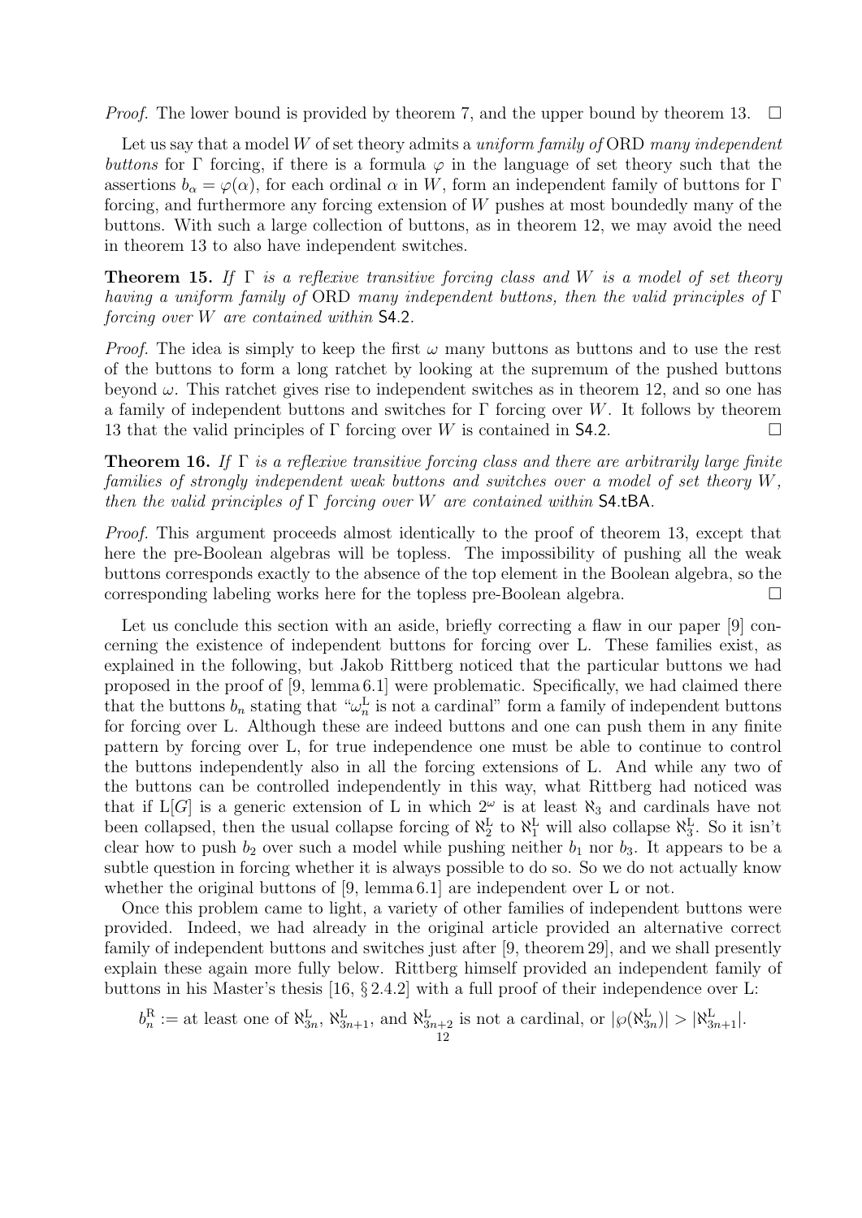*Proof.* The lower bound is provided by theorem 7, and the upper bound by theorem 13. □

Let us say that a model $W$ of set theory admits a *uniform family of* ORD *many independent buttons* for $\Gamma$ forcing, if there is a formula $\varphi$ in the language of set theory such that the assertions $b_\alpha = \varphi(\alpha)$, for each ordinal $\alpha$ in $W$, form an independent family of buttons for $\Gamma$ forcing, and furthermore any forcing extension of $W$ pushes at most boundedly many of the buttons. With such a large collection of buttons, as in theorem 12, we may avoid the need in theorem 13 to also have independent switches.

**Theorem 15.** *If $\Gamma$ is a reflexive transitive forcing class and $W$ is a model of set theory having a uniform family of* ORD *many independent buttons, then the valid principles of $\Gamma$ forcing over $W$ are contained within* S4.2.

*Proof.* The idea is simply to keep the first $\omega$ many buttons as buttons and to use the rest of the buttons to form a long ratchet by looking at the supremum of the pushed buttons beyond $\omega$. This ratchet gives rise to independent switches as in theorem 12, and so one has a family of independent buttons and switches for $\Gamma$ forcing over $W$. It follows by theorem 13 that the valid principles of $\Gamma$ forcing over $W$ is contained in S4.2. □

**Theorem 16.** *If $\Gamma$ is a reflexive transitive forcing class and there are arbitrarily large finite families of strongly independent weak buttons and switches over a model of set theory $W$, then the valid principles of $\Gamma$ forcing over $W$ are contained within* S4.tBA.

*Proof.* This argument proceeds almost identically to the proof of theorem 13, except that here the pre-Boolean algebras will be topless. The impossibility of pushing all the weak buttons corresponds exactly to the absence of the top element in the Boolean algebra, so the corresponding labeling works here for the topless pre-Boolean algebra. □

Let us conclude this section with an aside, briefly correcting a flaw in our paper [9] concerning the existence of independent buttons for forcing over L. These families exist, as explained in the following, but Jakob Rittberg noticed that the particular buttons we had proposed in the proof of [9, lemma 6.1] were problematic. Specifically, we had claimed there that the buttons $b_n$ stating that "$\omega_n^{\mathrm{L}}$ is not a cardinal" form a family of independent buttons for forcing over L. Although these are indeed buttons and one can push them in any finite pattern by forcing over L, for true independence one must be able to continue to control the buttons independently also in all the forcing extensions of L. And while any two of the buttons can be controlled independently in this way, what Rittberg had noticed was that if $\mathrm{L}[G]$ is a generic extension of L in which $2^\omega$ is at least $\aleph_3$ and cardinals have not been collapsed, then the usual collapse forcing of $\aleph_2^{\mathrm{L}}$ to $\aleph_1^{\mathrm{L}}$ will also collapse $\aleph_3^{\mathrm{L}}$. So it isn't clear how to push $b_2$ over such a model while pushing neither $b_1$ nor $b_3$. It appears to be a subtle question in forcing whether it is always possible to do so. So we do not actually know whether the original buttons of [9, lemma 6.1] are independent over L or not.

Once this problem came to light, a variety of other families of independent buttons were provided. Indeed, we had already in the original article provided an alternative correct family of independent buttons and switches just after [9, theorem 29], and we shall presently explain these again more fully below. Rittberg himself provided an independent family of buttons in his Master's thesis [16, § 2.4.2] with a full proof of their independence over L:

$$b_n^{\mathrm{R}} := \text{at least one of } \aleph_{3n}^{\mathrm{L}},\ \aleph_{3n+1}^{\mathrm{L}}, \text{ and } \aleph_{3n+2}^{\mathrm{L}} \text{ is not a cardinal, or } |\wp(\aleph_{3n}^{\mathrm{L}})| > |\aleph_{3n+1}^{\mathrm{L}}|.$$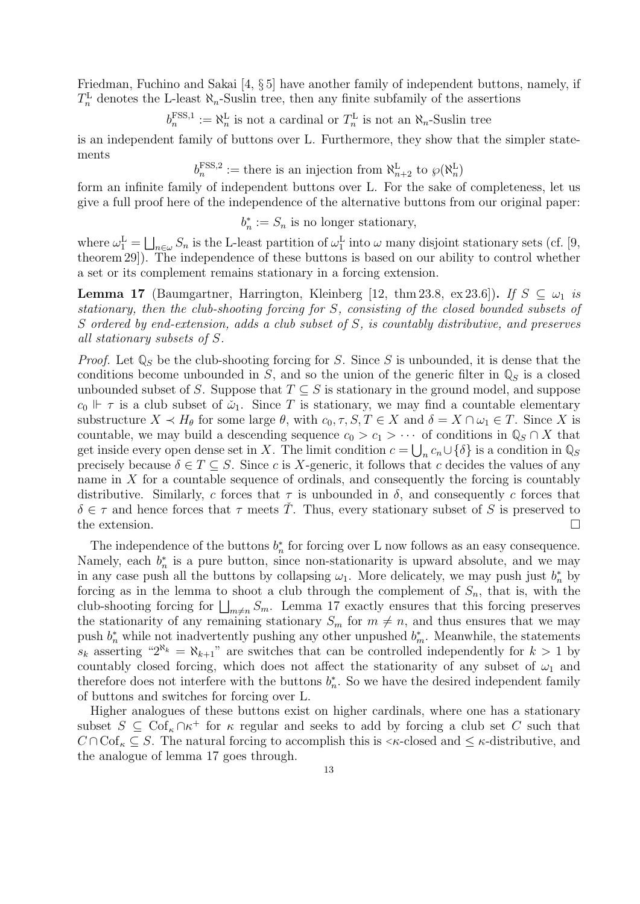Friedman, Fuchino and Sakai [4, § 5] have another family of independent buttons, namely, if $T^{\mathrm{L}}_n$ denotes the L-least $\aleph_n$-Suslin tree, then any finite subfamily of the assertions

$$b^{\mathrm{FSS},1}_n := \aleph^{\mathrm{L}}_n \text{ is not a cardinal or } T^{\mathrm{L}}_n \text{ is not an } \aleph_n\text{-Suslin tree}$$

is an independent family of buttons over L. Furthermore, they show that the simpler statements

$$b^{\mathrm{FSS},2}_n := \text{there is an injection from } \aleph^{\mathrm{L}}_{n+2} \text{ to } \wp(\aleph^{\mathrm{L}}_n)$$

form an infinite family of independent buttons over L. For the sake of completeness, let us give a full proof here of the independence of the alternative buttons from our original paper:

$$b^*_n := S_n \text{ is no longer stationary,}$$

where $\omega^{\mathrm{L}}_1 = \bigsqcup_{n\in\omega} S_n$ is the L-least partition of $\omega^{\mathrm{L}}_1$ into $\omega$ many disjoint stationary sets (cf. [9, theorem 29]). The independence of these buttons is based on our ability to control whether a set or its complement remains stationary in a forcing extension.

**Lemma 17** (Baumgartner, Harrington, Kleinberg [12, thm 23.8, ex 23.6])**.** *If $S \subseteq \omega_1$ is stationary, then the club-shooting forcing for $S$, consisting of the closed bounded subsets of $S$ ordered by end-extension, adds a club subset of $S$, is countably distributive, and preserves all stationary subsets of $S$.*

*Proof.* Let $\mathbb{Q}_S$ be the club-shooting forcing for $S$. Since $S$ is unbounded, it is dense that the conditions become unbounded in $S$, and so the union of the generic filter in $\mathbb{Q}_S$ is a closed unbounded subset of $S$. Suppose that $T \subseteq S$ is stationary in the ground model, and suppose $c_0 \Vdash \tau$ is a club subset of $\check{\omega}_1$. Since $T$ is stationary, we may find a countable elementary substructure $X \prec H_\theta$ for some large $\theta$, with $c_0, \tau, S, T \in X$ and $\delta = X \cap \omega_1 \in T$. Since $X$ is countable, we may build a descending sequence $c_0 > c_1 > \cdots$ of conditions in $\mathbb{Q}_S \cap X$ that get inside every open dense set in $X$. The limit condition $c = \bigcup_n c_n \cup \{\delta\}$ is a condition in $\mathbb{Q}_S$ precisely because $\delta \in T \subseteq S$. Since $c$ is $X$-generic, it follows that $c$ decides the values of any name in $X$ for a countable sequence of ordinals, and consequently the forcing is countably distributive. Similarly, $c$ forces that $\tau$ is unbounded in $\delta$, and consequently $c$ forces that $\delta \in \tau$ and hence forces that $\tau$ meets $\check{T}$. Thus, every stationary subset of $S$ is preserved to the extension. □

The independence of the buttons $b^*_n$ for forcing over L now follows as an easy consequence. Namely, each $b^*_n$ is a pure button, since non-stationarity is upward absolute, and we may in any case push all the buttons by collapsing $\omega_1$. More delicately, we may push just $b^*_n$ by forcing as in the lemma to shoot a club through the complement of $S_n$, that is, with the club-shooting forcing for $\bigsqcup_{m\neq n} S_m$. Lemma 17 exactly ensures that this forcing preserves the stationarity of any remaining stationary $S_m$ for $m \neq n$, and thus ensures that we may push $b^*_n$ while not inadvertently pushing any other unpushed $b^*_m$. Meanwhile, the statements $s_k$ asserting "$2^{\aleph_k} = \aleph_{k+1}$" are switches that can be controlled independently for $k > 1$ by countably closed forcing, which does not affect the stationarity of any subset of $\omega_1$ and therefore does not interfere with the buttons $b^*_n$. So we have the desired independent family of buttons and switches for forcing over L.

Higher analogues of these buttons exist on higher cardinals, where one has a stationary subset $S \subseteq \mathrm{Cof}_\kappa \cap \kappa^+$ for $\kappa$ regular and seeks to add by forcing a club set $C$ such that $C \cap \mathrm{Cof}_\kappa \subseteq S$. The natural forcing to accomplish this is $<\kappa$-closed and $\leq \kappa$-distributive, and the analogue of lemma 17 goes through.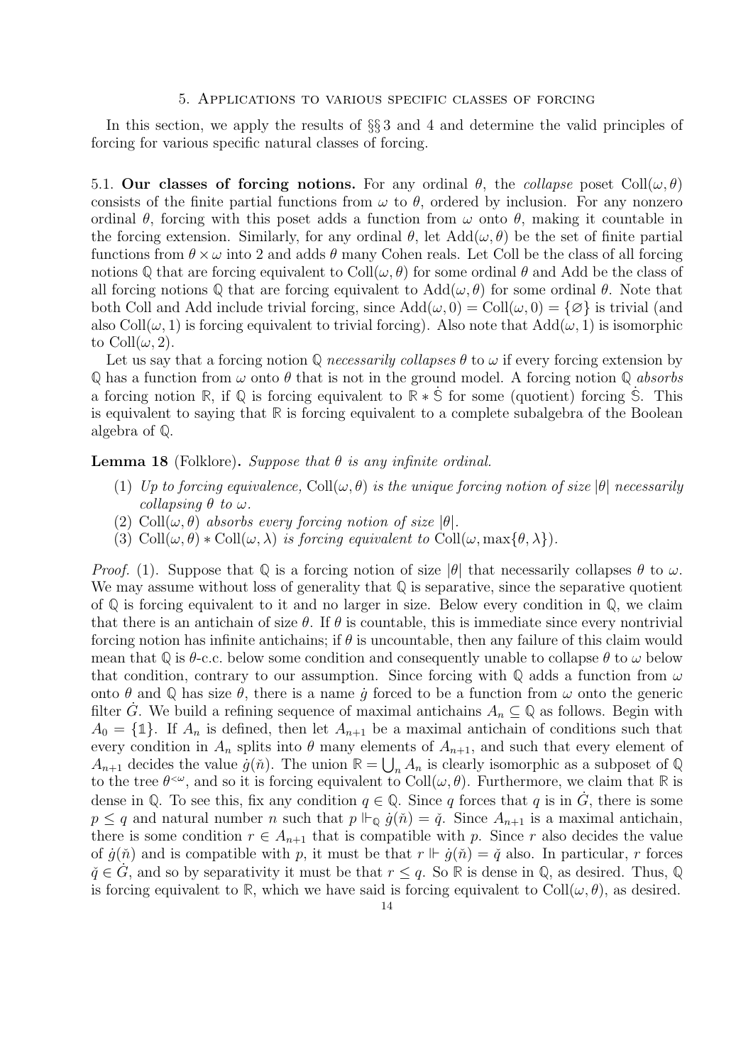## 5. Applications to various specific classes of forcing

In this section, we apply the results of §§ 3 and 4 and determine the valid principles of forcing for various specific natural classes of forcing.

**5.1. Our classes of forcing notions.** For any ordinal $\theta$, the *collapse* poset $\mathrm{Coll}(\omega, \theta)$ consists of the finite partial functions from $\omega$ to $\theta$, ordered by inclusion. For any nonzero ordinal $\theta$, forcing with this poset adds a function from $\omega$ onto $\theta$, making it countable in the forcing extension. Similarly, for any ordinal $\theta$, let $\mathrm{Add}(\omega, \theta)$ be the set of finite partial functions from $\theta \times \omega$ into 2 and adds $\theta$ many Cohen reals. Let Coll be the class of all forcing notions $\mathbb{Q}$ that are forcing equivalent to $\mathrm{Coll}(\omega, \theta)$ for some ordinal $\theta$ and Add be the class of all forcing notions $\mathbb{Q}$ that are forcing equivalent to $\mathrm{Add}(\omega, \theta)$ for some ordinal $\theta$. Note that both Coll and Add include trivial forcing, since $\mathrm{Add}(\omega, 0) = \mathrm{Coll}(\omega, 0) = \{\varnothing\}$ is trivial (and also $\mathrm{Coll}(\omega, 1)$ is forcing equivalent to trivial forcing). Also note that $\mathrm{Add}(\omega, 1)$ is isomorphic to $\mathrm{Coll}(\omega, 2)$.

Let us say that a forcing notion $\mathbb{Q}$ *necessarily collapses* $\theta$ to $\omega$ if every forcing extension by $\mathbb{Q}$ has a function from $\omega$ onto $\theta$ that is not in the ground model. A forcing notion $\mathbb{Q}$ *absorbs* a forcing notion $\mathbb{R}$, if $\mathbb{Q}$ is forcing equivalent to $\mathbb{R} * \dot{\mathbb{S}}$ for some (quotient) forcing $\dot{\mathbb{S}}$. This is equivalent to saying that $\mathbb{R}$ is forcing equivalent to a complete subalgebra of the Boolean algebra of $\mathbb{Q}$.

**Lemma 18** (Folklore)**.** *Suppose that $\theta$ is any infinite ordinal.*

1. *Up to forcing equivalence, $\mathrm{Coll}(\omega, \theta)$ is the unique forcing notion of size $|\theta|$ necessarily collapsing $\theta$ to $\omega$.*
2. *$\mathrm{Coll}(\omega, \theta)$ absorbs every forcing notion of size $|\theta|$.*
3. *$\mathrm{Coll}(\omega, \theta) * \mathrm{Coll}(\omega, \lambda)$ is forcing equivalent to $\mathrm{Coll}(\omega, \max\{\theta, \lambda\})$.*

*Proof.* (1). Suppose that $\mathbb{Q}$ is a forcing notion of size $|\theta|$ that necessarily collapses $\theta$ to $\omega$. We may assume without loss of generality that $\mathbb{Q}$ is separative, since the separative quotient of $\mathbb{Q}$ is forcing equivalent to it and no larger in size. Below every condition in $\mathbb{Q}$, we claim that there is an antichain of size $\theta$. If $\theta$ is countable, this is immediate since every nontrivial forcing notion has infinite antichains; if $\theta$ is uncountable, then any failure of this claim would mean that $\mathbb{Q}$ is $\theta$-c.c. below some condition and consequently unable to collapse $\theta$ to $\omega$ below that condition, contrary to our assumption. Since forcing with $\mathbb{Q}$ adds a function from $\omega$ onto $\theta$ and $\mathbb{Q}$ has size $\theta$, there is a name $\dot{g}$ forced to be a function from $\omega$ onto the generic filter $\dot{G}$. We build a refining sequence of maximal antichains $A_n \subseteq \mathbb{Q}$ as follows. Begin with $A_0 = \{\mathbb{1}\}$. If $A_n$ is defined, then let $A_{n+1}$ be a maximal antichain of conditions such that every condition in $A_n$ splits into $\theta$ many elements of $A_{n+1}$, and such that every element of $A_{n+1}$ decides the value $\dot{g}(\check{n})$. The union $\mathbb{R} = \bigcup_n A_n$ is clearly isomorphic as a subposet of $\mathbb{Q}$ to the tree $\theta^{<\omega}$, and so it is forcing equivalent to $\mathrm{Coll}(\omega, \theta)$. Furthermore, we claim that $\mathbb{R}$ is dense in $\mathbb{Q}$. To see this, fix any condition $q \in \mathbb{Q}$. Since $q$ forces that $q$ is in $\dot{G}$, there is some $p \leq q$ and natural number $n$ such that $p \Vdash_{\mathbb{Q}} \dot{g}(\check{n}) = \check{q}$. Since $A_{n+1}$ is a maximal antichain, there is some condition $r \in A_{n+1}$ that is compatible with $p$. Since $r$ also decides the value of $\dot{g}(\check{n})$ and is compatible with $p$, it must be that $r \Vdash \dot{g}(\check{n}) = \check{q}$ also. In particular, $r$ forces $\check{q} \in \dot{G}$, and so by separativity it must be that $r \leq q$. So $\mathbb{R}$ is dense in $\mathbb{Q}$, as desired. Thus, $\mathbb{Q}$ is forcing equivalent to $\mathbb{R}$, which we have said is forcing equivalent to $\mathrm{Coll}(\omega, \theta)$, as desired.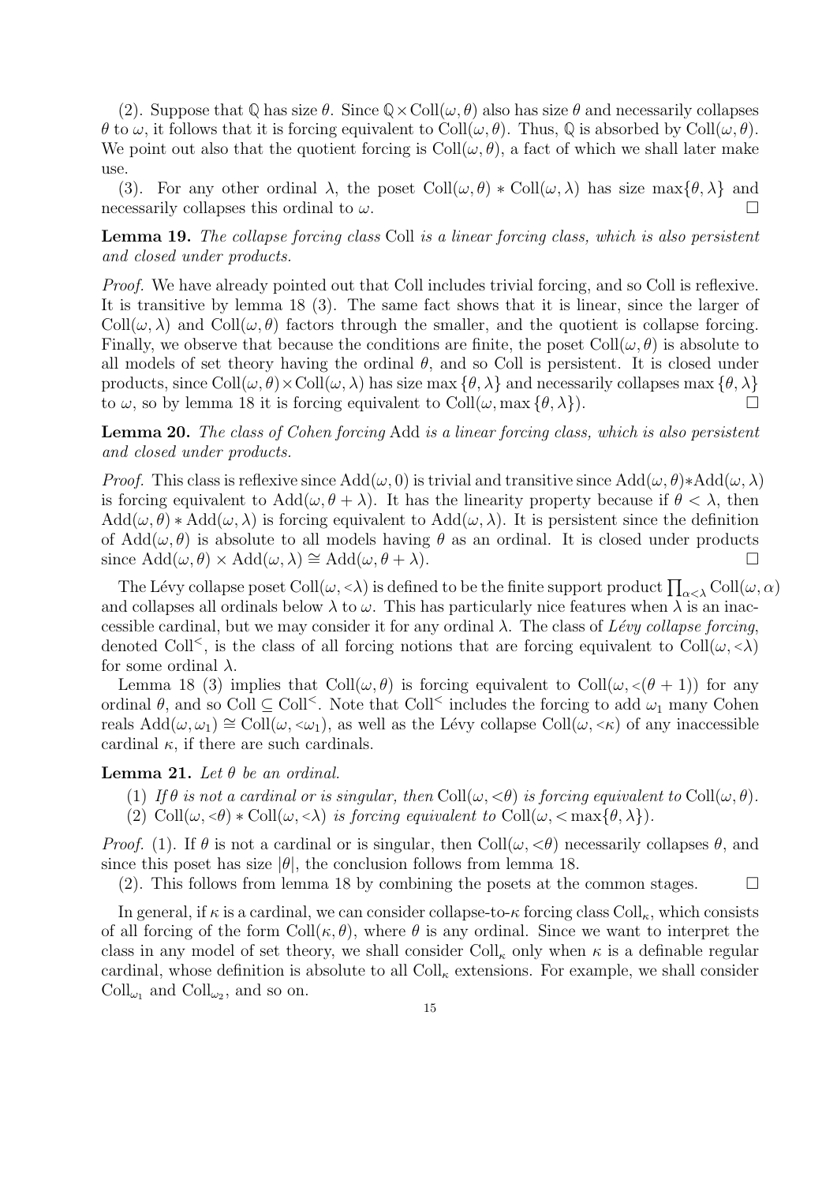(2). Suppose that $\mathbb{Q}$ has size $\theta$. Since $\mathbb{Q} \times \operatorname{Coll}(\omega, \theta)$ also has size $\theta$ and necessarily collapses $\theta$ to $\omega$, it follows that it is forcing equivalent to $\operatorname{Coll}(\omega, \theta)$. Thus, $\mathbb{Q}$ is absorbed by $\operatorname{Coll}(\omega, \theta)$. We point out also that the quotient forcing is $\operatorname{Coll}(\omega, \theta)$, a fact of which we shall later make use.

(3). For any other ordinal $\lambda$, the poset $\operatorname{Coll}(\omega, \theta) * \operatorname{Coll}(\omega, \lambda)$ has size $\max\{\theta, \lambda\}$ and necessarily collapses this ordinal to $\omega$. □

**Lemma 19.** *The collapse forcing class* Coll *is a linear forcing class, which is also persistent and closed under products.*

*Proof.* We have already pointed out that Coll includes trivial forcing, and so Coll is reflexive. It is transitive by lemma 18 (3). The same fact shows that it is linear, since the larger of $\operatorname{Coll}(\omega, \lambda)$ and $\operatorname{Coll}(\omega, \theta)$ factors through the smaller, and the quotient is collapse forcing. Finally, we observe that because the conditions are finite, the poset $\operatorname{Coll}(\omega, \theta)$ is absolute to all models of set theory having the ordinal $\theta$, and so Coll is persistent. It is closed under products, since $\operatorname{Coll}(\omega, \theta) \times \operatorname{Coll}(\omega, \lambda)$ has size $\max\{\theta, \lambda\}$ and necessarily collapses $\max\{\theta, \lambda\}$ to $\omega$, so by lemma 18 it is forcing equivalent to $\operatorname{Coll}(\omega, \max\{\theta, \lambda\})$. □

**Lemma 20.** *The class of Cohen forcing* Add *is a linear forcing class, which is also persistent and closed under products.*

*Proof.* This class is reflexive since $\operatorname{Add}(\omega, 0)$ is trivial and transitive since $\operatorname{Add}(\omega, \theta) * \operatorname{Add}(\omega, \lambda)$ is forcing equivalent to $\operatorname{Add}(\omega, \theta + \lambda)$. It has the linearity property because if $\theta < \lambda$, then $\operatorname{Add}(\omega, \theta) * \operatorname{Add}(\omega, \lambda)$ is forcing equivalent to $\operatorname{Add}(\omega, \lambda)$. It is persistent since the definition of $\operatorname{Add}(\omega, \theta)$ is absolute to all models having $\theta$ as an ordinal. It is closed under products since $\operatorname{Add}(\omega, \theta) \times \operatorname{Add}(\omega, \lambda) \cong \operatorname{Add}(\omega, \theta + \lambda)$. □

The Lévy collapse poset $\operatorname{Coll}(\omega, {<}\lambda)$ is defined to be the finite support product $\prod_{\alpha<\lambda} \operatorname{Coll}(\omega, \alpha)$ and collapses all ordinals below $\lambda$ to $\omega$. This has particularly nice features when $\lambda$ is an inaccessible cardinal, but we may consider it for any ordinal $\lambda$. The class of *Lévy collapse forcing*, denoted $\operatorname{Coll}^{<}$, is the class of all forcing notions that are forcing equivalent to $\operatorname{Coll}(\omega, {<}\lambda)$ for some ordinal $\lambda$.

Lemma 18 (3) implies that $\operatorname{Coll}(\omega, \theta)$ is forcing equivalent to $\operatorname{Coll}(\omega, {<}(\theta+1))$ for any ordinal $\theta$, and so $\operatorname{Coll} \subseteq \operatorname{Coll}^{<}$. Note that $\operatorname{Coll}^{<}$ includes the forcing to add $\omega_1$ many Cohen reals $\operatorname{Add}(\omega, \omega_1) \cong \operatorname{Coll}(\omega, {<}\omega_1)$, as well as the Lévy collapse $\operatorname{Coll}(\omega, {<}\kappa)$ of any inaccessible cardinal $\kappa$, if there are such cardinals.

**Lemma 21.** *Let $\theta$ be an ordinal.*

1. *If $\theta$ is not a cardinal or is singular, then $\operatorname{Coll}(\omega, {<}\theta)$ is forcing equivalent to $\operatorname{Coll}(\omega, \theta)$.*
2. *$\operatorname{Coll}(\omega, {<}\theta) * \operatorname{Coll}(\omega, {<}\lambda)$ is forcing equivalent to $\operatorname{Coll}(\omega, {<}\max\{\theta, \lambda\})$.*

*Proof.* (1). If $\theta$ is not a cardinal or is singular, then $\operatorname{Coll}(\omega, {<}\theta)$ necessarily collapses $\theta$, and since this poset has size $|\theta|$, the conclusion follows from lemma 18.

(2). This follows from lemma 18 by combining the posets at the common stages. □

In general, if $\kappa$ is a cardinal, we can consider collapse-to-$\kappa$ forcing class $\operatorname{Coll}_\kappa$, which consists of all forcing of the form $\operatorname{Coll}(\kappa, \theta)$, where $\theta$ is any ordinal. Since we want to interpret the class in any model of set theory, we shall consider $\operatorname{Coll}_\kappa$ only when $\kappa$ is a definable regular cardinal, whose definition is absolute to all $\operatorname{Coll}_\kappa$ extensions. For example, we shall consider $\operatorname{Coll}_{\omega_1}$ and $\operatorname{Coll}_{\omega_2}$, and so on.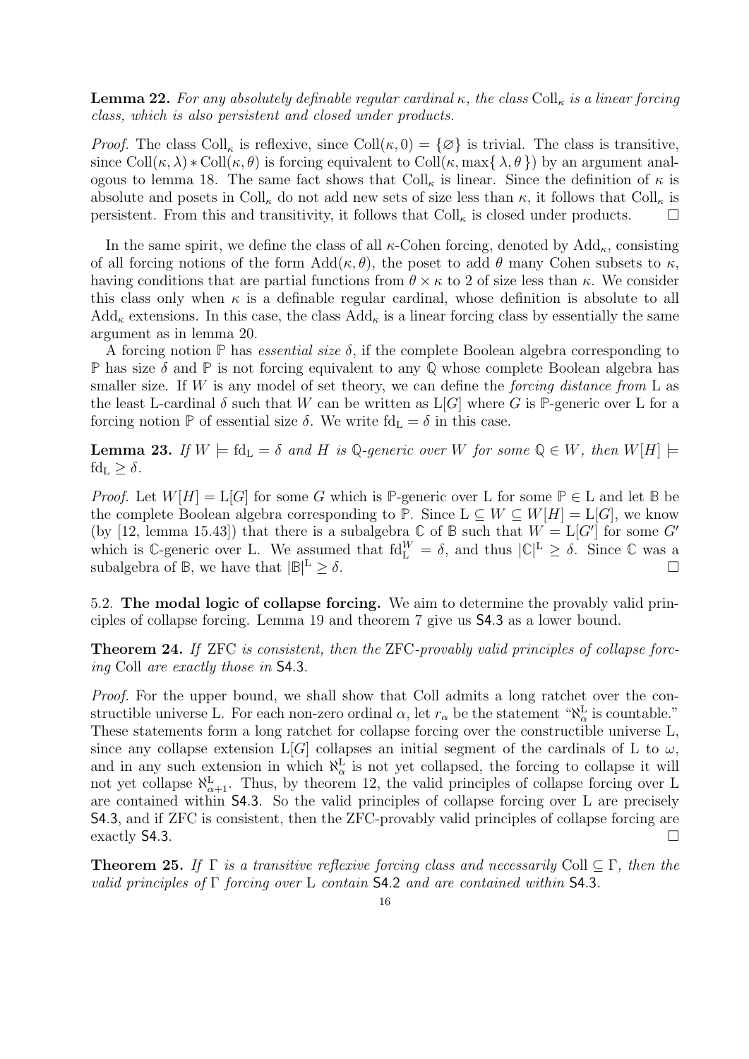**Lemma 22.** *For any absolutely definable regular cardinal $\kappa$, the class $\mathrm{Coll}_\kappa$ is a linear forcing class, which is also persistent and closed under products.*

*Proof.* The class $\mathrm{Coll}_\kappa$ is reflexive, since $\mathrm{Coll}(\kappa, 0) = \{\varnothing\}$ is trivial. The class is transitive, since $\mathrm{Coll}(\kappa, \lambda) * \mathrm{Coll}(\kappa, \theta)$ is forcing equivalent to $\mathrm{Coll}(\kappa, \max\{\lambda, \theta\})$ by an argument analogous to lemma 18. The same fact shows that $\mathrm{Coll}_\kappa$ is linear. Since the definition of $\kappa$ is absolute and posets in $\mathrm{Coll}_\kappa$ do not add new sets of size less than $\kappa$, it follows that $\mathrm{Coll}_\kappa$ is persistent. From this and transitivity, it follows that $\mathrm{Coll}_\kappa$ is closed under products. □

In the same spirit, we define the class of all $\kappa$-Cohen forcing, denoted by $\mathrm{Add}_\kappa$, consisting of all forcing notions of the form $\mathrm{Add}(\kappa, \theta)$, the poset to add $\theta$ many Cohen subsets to $\kappa$, having conditions that are partial functions from $\theta \times \kappa$ to 2 of size less than $\kappa$. We consider this class only when $\kappa$ is a definable regular cardinal, whose definition is absolute to all $\mathrm{Add}_\kappa$ extensions. In this case, the class $\mathrm{Add}_\kappa$ is a linear forcing class by essentially the same argument as in lemma 20.

A forcing notion $\mathbb{P}$ has *essential size* $\delta$, if the complete Boolean algebra corresponding to $\mathbb{P}$ has size $\delta$ and $\mathbb{P}$ is not forcing equivalent to any $\mathbb{Q}$ whose complete Boolean algebra has smaller size. If $W$ is any model of set theory, we can define the *forcing distance from* L as the least L-cardinal $\delta$ such that $W$ can be written as $\mathrm{L}[G]$ where $G$ is $\mathbb{P}$-generic over L for a forcing notion $\mathbb{P}$ of essential size $\delta$. We write $\mathrm{fd}_\mathrm{L} = \delta$ in this case.

**Lemma 23.** *If $W \models \mathrm{fd}_\mathrm{L} = \delta$ and $H$ is $\mathbb{Q}$-generic over $W$ for some $\mathbb{Q} \in W$, then $W[H] \models \mathrm{fd}_\mathrm{L} \geq \delta$.*

*Proof.* Let $W[H] = \mathrm{L}[G]$ for some $G$ which is $\mathbb{P}$-generic over L for some $\mathbb{P} \in \mathrm{L}$ and let $\mathbb{B}$ be the complete Boolean algebra corresponding to $\mathbb{P}$. Since $\mathrm{L} \subseteq W \subseteq W[H] = \mathrm{L}[G]$, we know (by [12, lemma 15.43]) that there is a subalgebra $\mathbb{C}$ of $\mathbb{B}$ such that $W = \mathrm{L}[G']$ for some $G'$ which is $\mathbb{C}$-generic over L. We assumed that $\mathrm{fd}_\mathrm{L}^W = \delta$, and thus $|\mathbb{C}|^\mathrm{L} \geq \delta$. Since $\mathbb{C}$ was a subalgebra of $\mathbb{B}$, we have that $|\mathbb{B}|^\mathrm{L} \geq \delta$. □

5.2. **The modal logic of collapse forcing.** We aim to determine the provably valid principles of collapse forcing. Lemma 19 and theorem 7 give us S4.3 as a lower bound.

**Theorem 24.** *If* ZFC *is consistent, then the* ZFC*-provably valid principles of collapse forcing* Coll *are exactly those in* S4.3.

*Proof.* For the upper bound, we shall show that Coll admits a long ratchet over the constructible universe L. For each non-zero ordinal $\alpha$, let $r_\alpha$ be the statement "$\aleph_\alpha^\mathrm{L}$ is countable." These statements form a long ratchet for collapse forcing over the constructible universe L, since any collapse extension $\mathrm{L}[G]$ collapses an initial segment of the cardinals of L to $\omega$, and in any such extension in which $\aleph_\alpha^\mathrm{L}$ is not yet collapsed, the forcing to collapse it will not yet collapse $\aleph_{\alpha+1}^\mathrm{L}$. Thus, by theorem 12, the valid principles of collapse forcing over L are contained within S4.3. So the valid principles of collapse forcing over L are precisely S4.3, and if ZFC is consistent, then the ZFC-provably valid principles of collapse forcing are exactly S4.3. □

**Theorem 25.** *If $\Gamma$ is a transitive reflexive forcing class and necessarily $\mathrm{Coll} \subseteq \Gamma$, then the valid principles of $\Gamma$ forcing over* L *contain* S4.2 *and are contained within* S4.3.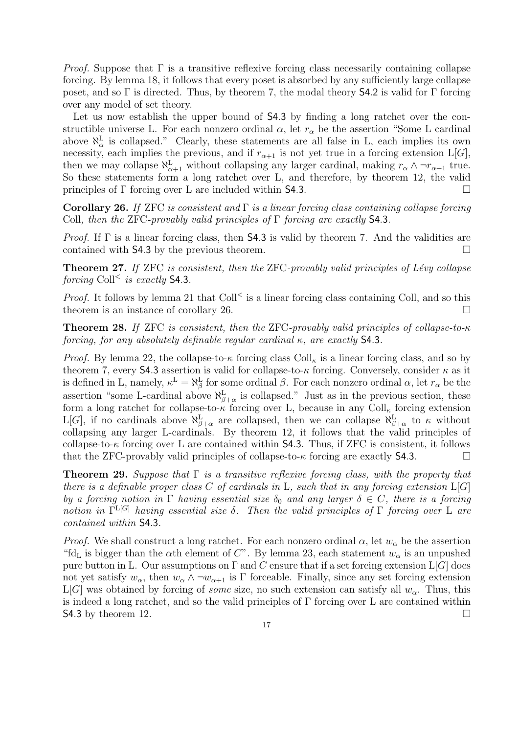*Proof.* Suppose that $\Gamma$ is a transitive reflexive forcing class necessarily containing collapse forcing. By lemma 18, it follows that every poset is absorbed by any sufficiently large collapse poset, and so $\Gamma$ is directed. Thus, by theorem 7, the modal theory S4.2 is valid for $\Gamma$ forcing over any model of set theory.

Let us now establish the upper bound of S4.3 by finding a long ratchet over the constructible universe L. For each nonzero ordinal $\alpha$, let $r_\alpha$ be the assertion "Some L cardinal above $\aleph_\alpha^{\mathrm{L}}$ is collapsed." Clearly, these statements are all false in L, each implies its own necessity, each implies the previous, and if $r_{\alpha+1}$ is not yet true in a forcing extension $\mathrm{L}[G]$, then we may collapse $\aleph_{\alpha+1}^{\mathrm{L}}$ without collapsing any larger cardinal, making $r_\alpha \wedge \neg r_{\alpha+1}$ true. So these statements form a long ratchet over L, and therefore, by theorem 12, the valid principles of $\Gamma$ forcing over L are included within S4.3. □

**Corollary 26.** *If* ZFC *is consistent and* $\Gamma$ *is a linear forcing class containing collapse forcing* Coll*, then the* ZFC*-provably valid principles of* $\Gamma$ *forcing are exactly* S4.3.

*Proof.* If $\Gamma$ is a linear forcing class, then S4.3 is valid by theorem 7. And the validities are contained with S4.3 by the previous theorem. □

**Theorem 27.** *If* ZFC *is consistent, then the* ZFC*-provably valid principles of Lévy collapse forcing* $\mathrm{Coll}^{<}$ *is exactly* S4.3.

*Proof.* It follows by lemma 21 that $\mathrm{Coll}^{<}$ is a linear forcing class containing Coll, and so this theorem is an instance of corollary 26. □

**Theorem 28.** *If* ZFC *is consistent, then the* ZFC*-provably valid principles of collapse-to-*$\kappa$ *forcing, for any absolutely definable regular cardinal* $\kappa$*, are exactly* S4.3.

*Proof.* By lemma 22, the collapse-to-$\kappa$ forcing class $\mathrm{Coll}_\kappa$ is a linear forcing class, and so by theorem 7, every S4.3 assertion is valid for collapse-to-$\kappa$ forcing. Conversely, consider $\kappa$ as it is defined in L, namely, $\kappa^{\mathrm{L}} = \aleph_\beta^{\mathrm{L}}$ for some ordinal $\beta$. For each nonzero ordinal $\alpha$, let $r_\alpha$ be the assertion "some L-cardinal above $\aleph_{\beta+\alpha}^{\mathrm{L}}$ is collapsed." Just as in the previous section, these form a long ratchet for collapse-to-$\kappa$ forcing over L, because in any $\mathrm{Coll}_\kappa$ forcing extension $\mathrm{L}[G]$, if no cardinals above $\aleph_{\beta+\alpha}^{\mathrm{L}}$ are collapsed, then we can collapse $\aleph_{\beta+\alpha}^{\mathrm{L}}$ to $\kappa$ without collapsing any larger L-cardinals. By theorem 12, it follows that the valid principles of collapse-to-$\kappa$ forcing over L are contained within S4.3. Thus, if ZFC is consistent, it follows that the ZFC-provably valid principles of collapse-to-$\kappa$ forcing are exactly S4.3. □

**Theorem 29.** *Suppose that* $\Gamma$ *is a transitive reflexive forcing class, with the property that there is a definable proper class* $C$ *of cardinals in* L*, such that in any forcing extension* $\mathrm{L}[G]$ *by a forcing notion in* $\Gamma$ *having essential size* $\delta_0$ *and any larger* $\delta \in C$*, there is a forcing notion in* $\Gamma^{\mathrm{L}[G]}$ *having essential size* $\delta$*. Then the valid principles of* $\Gamma$ *forcing over* L *are contained within* S4.3.

*Proof.* We shall construct a long ratchet. For each nonzero ordinal $\alpha$, let $w_\alpha$ be the assertion "$\mathrm{fd}_{\mathrm{L}}$ is bigger than the $\alpha$th element of $C$". By lemma 23, each statement $w_\alpha$ is an unpushed pure button in L. Our assumptions on $\Gamma$ and $C$ ensure that if a set forcing extension $\mathrm{L}[G]$ does not yet satisfy $w_\alpha$, then $w_\alpha \wedge \neg w_{\alpha+1}$ is $\Gamma$ forceable. Finally, since any set forcing extension $\mathrm{L}[G]$ was obtained by forcing of *some* size, no such extension can satisfy all $w_\alpha$. Thus, this is indeed a long ratchet, and so the valid principles of $\Gamma$ forcing over L are contained within S4.3 by theorem 12. □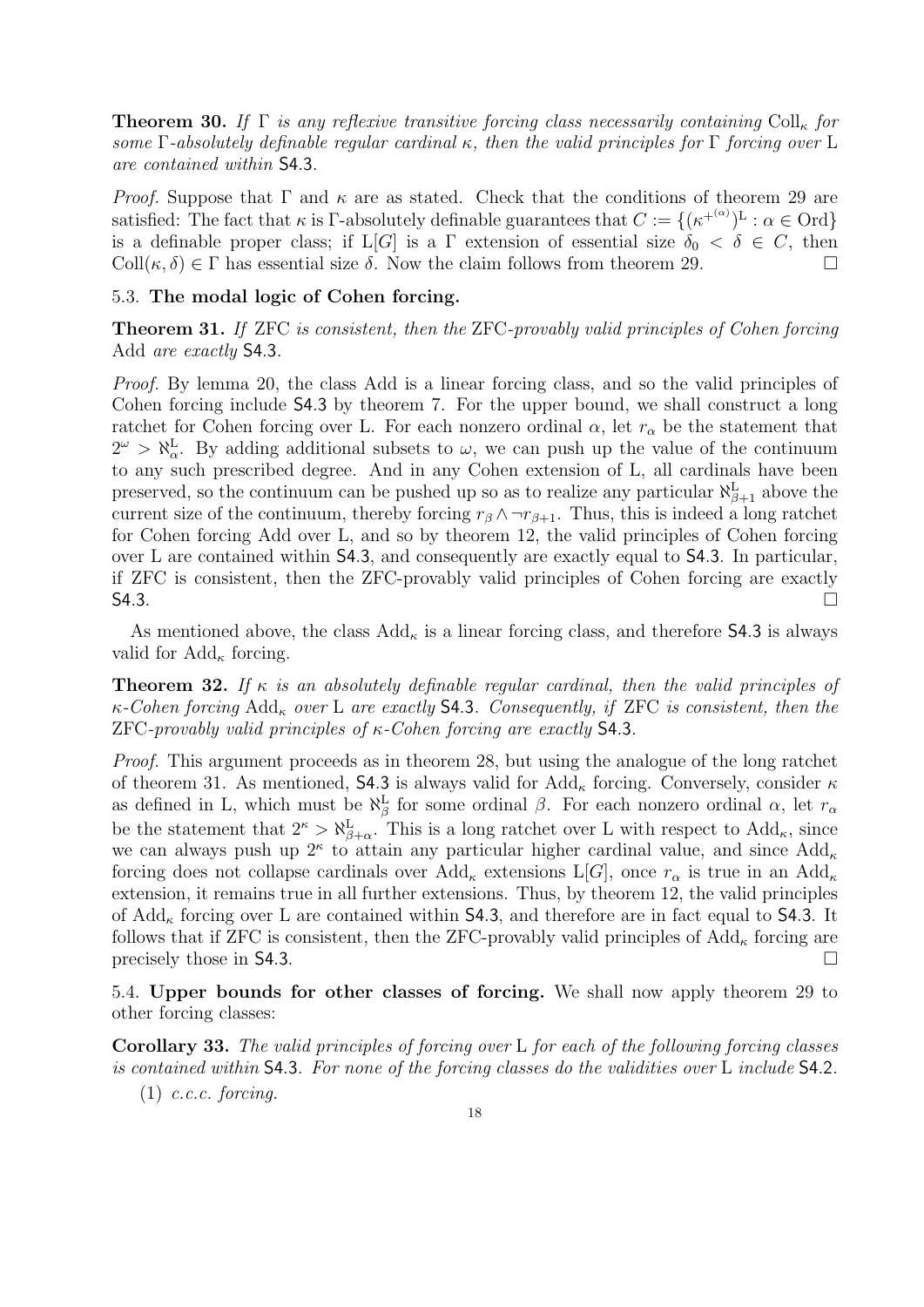**Theorem 30.** *If $\Gamma$ is any reflexive transitive forcing class necessarily containing $\mathrm{Coll}_\kappa$ for some $\Gamma$-absolutely definable regular cardinal $\kappa$, then the valid principles for $\Gamma$ forcing over $\mathrm{L}$ are contained within* S4.3*.*

*Proof.* Suppose that $\Gamma$ and $\kappa$ are as stated. Check that the conditions of theorem 29 are satisfied: The fact that $\kappa$ is $\Gamma$-absolutely definable guarantees that $C := \{(\kappa^{+^{(\alpha)}})^{\mathrm{L}} : \alpha \in \mathrm{Ord}\}$ is a definable proper class; if $\mathrm{L}[G]$ is a $\Gamma$ extension of essential size $\delta_0 < \delta \in C$, then $\mathrm{Coll}(\kappa, \delta) \in \Gamma$ has essential size $\delta$. Now the claim follows from theorem 29. □

### 5.3. **The modal logic of Cohen forcing.**

**Theorem 31.** *If* ZFC *is consistent, then the* ZFC*-provably valid principles of Cohen forcing* Add *are exactly* S4.3*.*

*Proof.* By lemma 20, the class Add is a linear forcing class, and so the valid principles of Cohen forcing include S4.3 by theorem 7. For the upper bound, we shall construct a long ratchet for Cohen forcing over L. For each nonzero ordinal $\alpha$, let $r_\alpha$ be the statement that $2^\omega > \aleph^{\mathrm{L}}_\alpha$. By adding additional subsets to $\omega$, we can push up the value of the continuum to any such prescribed degree. And in any Cohen extension of L, all cardinals have been preserved, so the continuum can be pushed up so as to realize any particular $\aleph^{\mathrm{L}}_{\beta+1}$ above the current size of the continuum, thereby forcing $r_\beta \wedge \neg r_{\beta+1}$. Thus, this is indeed a long ratchet for Cohen forcing Add over L, and so by theorem 12, the valid principles of Cohen forcing over L are contained within S4.3, and consequently are exactly equal to S4.3. In particular, if ZFC is consistent, then the ZFC-provably valid principles of Cohen forcing are exactly S4.3. □

As mentioned above, the class $\mathrm{Add}_\kappa$ is a linear forcing class, and therefore S4.3 is always valid for $\mathrm{Add}_\kappa$ forcing.

**Theorem 32.** *If $\kappa$ is an absolutely definable regular cardinal, then the valid principles of $\kappa$-Cohen forcing $\mathrm{Add}_\kappa$ over $\mathrm{L}$ are exactly* S4.3*. Consequently, if* ZFC *is consistent, then the* ZFC*-provably valid principles of $\kappa$-Cohen forcing are exactly* S4.3*.*

*Proof.* This argument proceeds as in theorem 28, but using the analogue of the long ratchet of theorem 31. As mentioned, S4.3 is always valid for $\mathrm{Add}_\kappa$ forcing. Conversely, consider $\kappa$ as defined in L, which must be $\aleph^{\mathrm{L}}_\beta$ for some ordinal $\beta$. For each nonzero ordinal $\alpha$, let $r_\alpha$ be the statement that $2^\kappa > \aleph^{\mathrm{L}}_{\beta+\alpha}$. This is a long ratchet over L with respect to $\mathrm{Add}_\kappa$, since we can always push up $2^\kappa$ to attain any particular higher cardinal value, and since $\mathrm{Add}_\kappa$ forcing does not collapse cardinals over $\mathrm{Add}_\kappa$ extensions $\mathrm{L}[G]$, once $r_\alpha$ is true in an $\mathrm{Add}_\kappa$ extension, it remains true in all further extensions. Thus, by theorem 12, the valid principles of $\mathrm{Add}_\kappa$ forcing over L are contained within S4.3, and therefore are in fact equal to S4.3. It follows that if ZFC is consistent, then the ZFC-provably valid principles of $\mathrm{Add}_\kappa$ forcing are precisely those in S4.3. □

### 5.4. **Upper bounds for other classes of forcing.**

We shall now apply theorem 29 to other forcing classes:

**Corollary 33.** *The valid principles of forcing over* L *for each of the following forcing classes is contained within* S4.3*. For none of the forcing classes do the validities over* L *include* S4.2*.*

(1) *c.c.c. forcing.*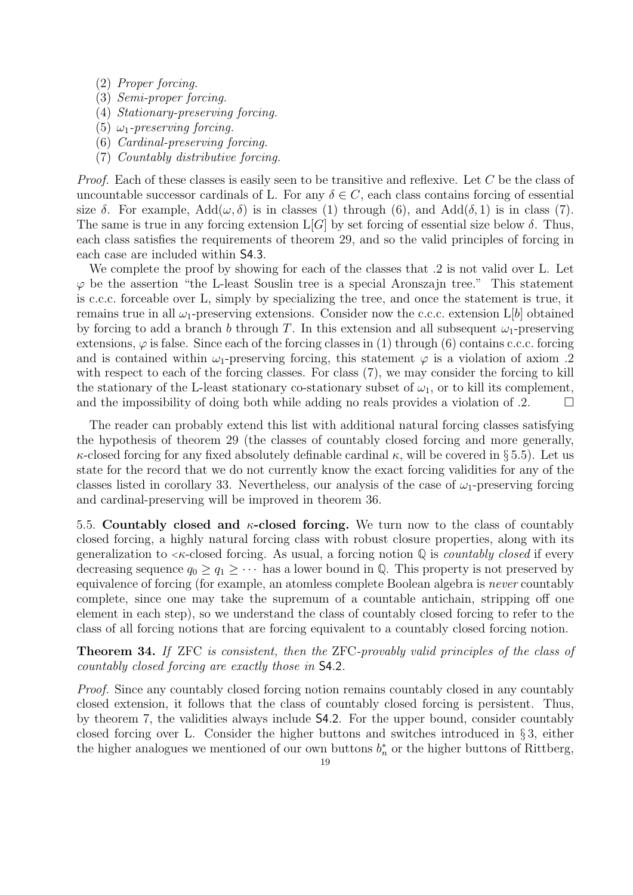(2) *Proper forcing.*
(3) *Semi-proper forcing.*
(4) *Stationary-preserving forcing.*
(5) $\omega_1$*-preserving forcing.*
(6) *Cardinal-preserving forcing.*
(7) *Countably distributive forcing.*

*Proof.* Each of these classes is easily seen to be transitive and reflexive. Let $C$ be the class of uncountable successor cardinals of L. For any $\delta \in C$, each class contains forcing of essential size $\delta$. For example, $\mathrm{Add}(\omega, \delta)$ is in classes (1) through (6), and $\mathrm{Add}(\delta, 1)$ is in class (7). The same is true in any forcing extension $\mathrm{L}[G]$ by set forcing of essential size below $\delta$. Thus, each class satisfies the requirements of theorem 29, and so the valid principles of forcing in each case are included within S4.3.

We complete the proof by showing for each of the classes that .2 is not valid over L. Let $\varphi$ be the assertion "the L-least Souslin tree is a special Aronszajn tree." This statement is c.c.c. forceable over L, simply by specializing the tree, and once the statement is true, it remains true in all $\omega_1$-preserving extensions. Consider now the c.c.c. extension $\mathrm{L}[b]$ obtained by forcing to add a branch $b$ through $T$. In this extension and all subsequent $\omega_1$-preserving extensions, $\varphi$ is false. Since each of the forcing classes in (1) through (6) contains c.c.c. forcing and is contained within $\omega_1$-preserving forcing, this statement $\varphi$ is a violation of axiom .2 with respect to each of the forcing classes. For class (7), we may consider the forcing to kill the stationary of the L-least stationary co-stationary subset of $\omega_1$, or to kill its complement, and the impossibility of doing both while adding no reals provides a violation of .2. $\square$

The reader can probably extend this list with additional natural forcing classes satisfying the hypothesis of theorem 29 (the classes of countably closed forcing and more generally, $\kappa$-closed forcing for any fixed absolutely definable cardinal $\kappa$, will be covered in § 5.5). Let us state for the record that we do not currently know the exact forcing validities for any of the classes listed in corollary 33. Nevertheless, our analysis of the case of $\omega_1$-preserving forcing and cardinal-preserving will be improved in theorem 36.

5.5. **Countably closed and $\kappa$-closed forcing.** We turn now to the class of countably closed forcing, a highly natural forcing class with robust closure properties, along with its generalization to $<\kappa$-closed forcing. As usual, a forcing notion $\mathbb{Q}$ is *countably closed* if every decreasing sequence $q_0 \geq q_1 \geq \cdots$ has a lower bound in $\mathbb{Q}$. This property is not preserved by equivalence of forcing (for example, an atomless complete Boolean algebra is *never* countably complete, since one may take the supremum of a countable antichain, stripping off one element in each step), so we understand the class of countably closed forcing to refer to the class of all forcing notions that are forcing equivalent to a countably closed forcing notion.

**Theorem 34.** *If* ZFC *is consistent, then the* ZFC*-provably valid principles of the class of countably closed forcing are exactly those in* S4.2*.*

*Proof.* Since any countably closed forcing notion remains countably closed in any countably closed extension, it follows that the class of countably closed forcing is persistent. Thus, by theorem 7, the validities always include S4.2. For the upper bound, consider countably closed forcing over L. Consider the higher buttons and switches introduced in § 3, either the higher analogues we mentioned of our own buttons $b_n^*$ or the higher buttons of Rittberg,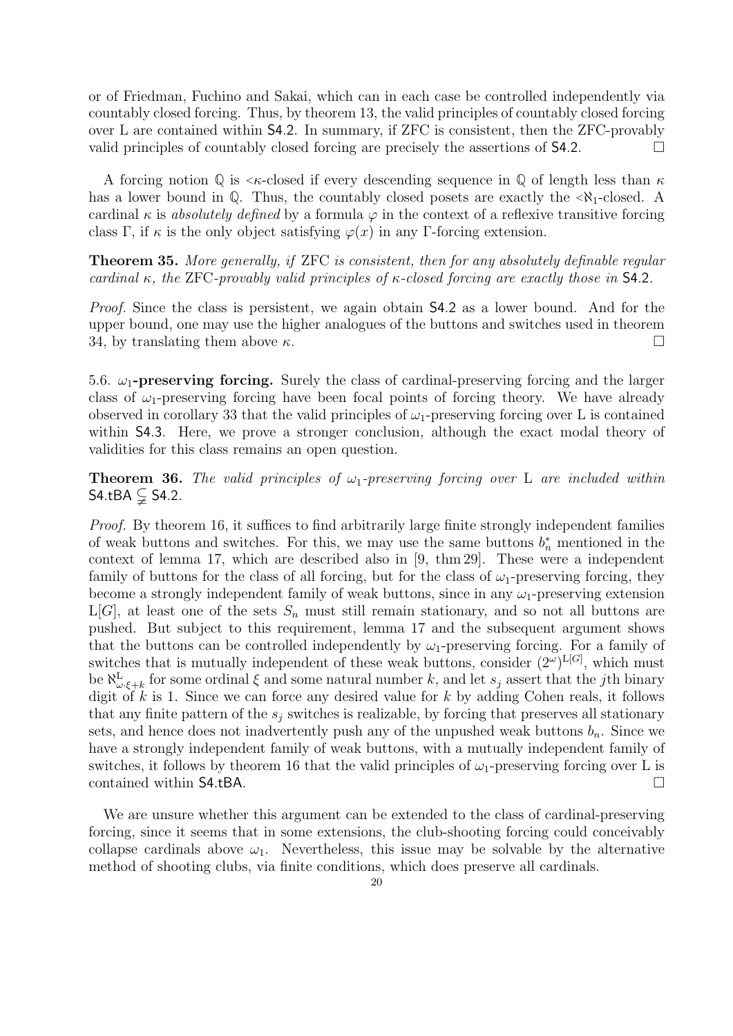or of Friedman, Fuchino and Sakai, which can in each case be controlled independently via countably closed forcing. Thus, by theorem 13, the valid principles of countably closed forcing over L are contained within S4.2. In summary, if ZFC is consistent, then the ZFC-provably valid principles of countably closed forcing are precisely the assertions of S4.2. □

A forcing notion $\mathbb{Q}$ is $<\kappa$-closed if every descending sequence in $\mathbb{Q}$ of length less than $\kappa$ has a lower bound in $\mathbb{Q}$. Thus, the countably closed posets are exactly the $<\aleph_1$-closed. A cardinal $\kappa$ is *absolutely defined* by a formula $\varphi$ in the context of a reflexive transitive forcing class $\Gamma$, if $\kappa$ is the only object satisfying $\varphi(x)$ in any $\Gamma$-forcing extension.

**Theorem 35.** *More generally, if* ZFC *is consistent, then for any absolutely definable regular cardinal $\kappa$, the* ZFC*-provably valid principles of $\kappa$-closed forcing are exactly those in* S4.2*.*

*Proof.* Since the class is persistent, we again obtain S4.2 as a lower bound. And for the upper bound, one may use the higher analogues of the buttons and switches used in theorem 34, by translating them above $\kappa$. □

5.6. **$\omega_1$-preserving forcing.** Surely the class of cardinal-preserving forcing and the larger class of $\omega_1$-preserving forcing have been focal points of forcing theory. We have already observed in corollary 33 that the valid principles of $\omega_1$-preserving forcing over L is contained within S4.3. Here, we prove a stronger conclusion, although the exact modal theory of validities for this class remains an open question.

**Theorem 36.** *The valid principles of $\omega_1$-preserving forcing over* L *are included within* S4.tBA $\subsetneq$ S4.2*.*

*Proof.* By theorem 16, it suffices to find arbitrarily large finite strongly independent families of weak buttons and switches. For this, we may use the same buttons $b_n^*$ mentioned in the context of lemma 17, which are described also in [9, thm 29]. These were a independent family of buttons for the class of all forcing, but for the class of $\omega_1$-preserving forcing, they become a strongly independent family of weak buttons, since in any $\omega_1$-preserving extension $\mathrm{L}[G]$, at least one of the sets $S_n$ must still remain stationary, and so not all buttons are pushed. But subject to this requirement, lemma 17 and the subsequent argument shows that the buttons can be controlled independently by $\omega_1$-preserving forcing. For a family of switches that is mutually independent of these weak buttons, consider $(2^\omega)^{\mathrm{L}[G]}$, which must be $\aleph^{\mathrm{L}}_{\omega\cdot\xi+k}$ for some ordinal $\xi$ and some natural number $k$, and let $s_j$ assert that the $j$th binary digit of $k$ is 1. Since we can force any desired value for $k$ by adding Cohen reals, it follows that any finite pattern of the $s_j$ switches is realizable, by forcing that preserves all stationary sets, and hence does not inadvertently push any of the unpushed weak buttons $b_n$. Since we have a strongly independent family of weak buttons, with a mutually independent family of switches, it follows by theorem 16 that the valid principles of $\omega_1$-preserving forcing over L is contained within S4.tBA. □

We are unsure whether this argument can be extended to the class of cardinal-preserving forcing, since it seems that in some extensions, the club-shooting forcing could conceivably collapse cardinals above $\omega_1$. Nevertheless, this issue may be solvable by the alternative method of shooting clubs, via finite conditions, which does preserve all cardinals.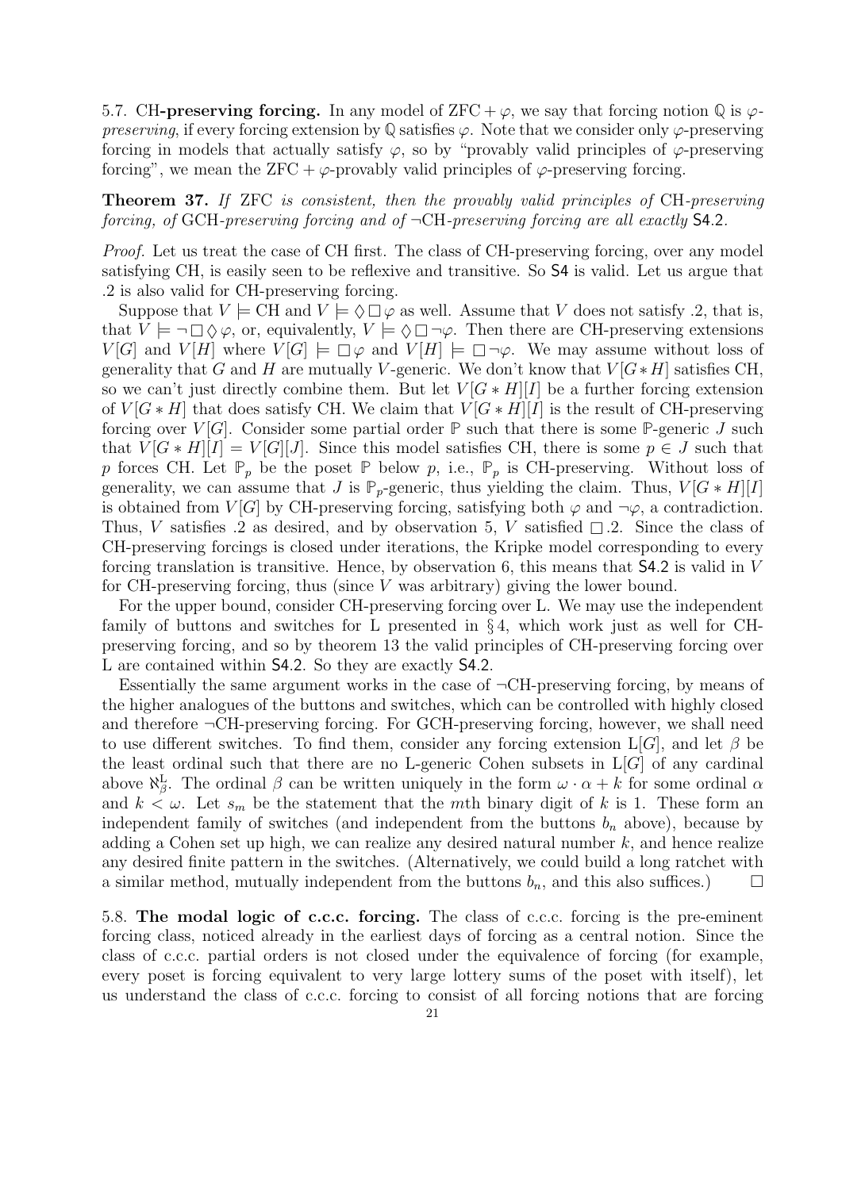5.7. **CH-preserving forcing.** In any model of $\mathrm{ZFC} + \varphi$, we say that forcing notion $\mathbb{Q}$ is *$\varphi$-preserving*, if every forcing extension by $\mathbb{Q}$ satisfies $\varphi$. Note that we consider only $\varphi$-preserving forcing in models that actually satisfy $\varphi$, so by "provably valid principles of $\varphi$-preserving forcing", we mean the $\mathrm{ZFC} + \varphi$-provably valid principles of $\varphi$-preserving forcing.

**Theorem 37.** *If* ZFC *is consistent, then the provably valid principles of* CH*-preserving forcing, of* GCH*-preserving forcing and of* $\neg$CH*-preserving forcing are all exactly* $\mathsf{S4.2}$.

*Proof.* Let us treat the case of CH first. The class of CH-preserving forcing, over any model satisfying CH, is easily seen to be reflexive and transitive. So $\mathsf{S4}$ is valid. Let us argue that .2 is also valid for CH-preserving forcing.

Suppose that $V \models \mathrm{CH}$ and $V \models \Diamond\Box\varphi$ as well. Assume that $V$ does not satisfy .2, that is, that $V \models \neg\Box\Diamond\varphi$, or, equivalently, $V \models \Diamond\Box\neg\varphi$. Then there are CH-preserving extensions $V[G]$ and $V[H]$ where $V[G] \models \Box\varphi$ and $V[H] \models \Box\neg\varphi$. We may assume without loss of generality that $G$ and $H$ are mutually $V$-generic. We don't know that $V[G*H]$ satisfies CH, so we can't just directly combine them. But let $V[G*H][I]$ be a further forcing extension of $V[G*H]$ that does satisfy CH. We claim that $V[G*H][I]$ is the result of CH-preserving forcing over $V[G]$. Consider some partial order $\mathbb{P}$ such that there is some $\mathbb{P}$-generic $J$ such that $V[G*H][I] = V[G][J]$. Since this model satisfies CH, there is some $p \in J$ such that $p$ forces CH. Let $\mathbb{P}_p$ be the poset $\mathbb{P}$ below $p$, i.e., $\mathbb{P}_p$ is CH-preserving. Without loss of generality, we can assume that $J$ is $\mathbb{P}_p$-generic, thus yielding the claim. Thus, $V[G*H][I]$ is obtained from $V[G]$ by CH-preserving forcing, satisfying both $\varphi$ and $\neg\varphi$, a contradiction. Thus, $V$ satisfies .2 as desired, and by observation 5, $V$ satisfied $\Box$.2. Since the class of CH-preserving forcings is closed under iterations, the Kripke model corresponding to every forcing translation is transitive. Hence, by observation 6, this means that $\mathsf{S4.2}$ is valid in $V$ for CH-preserving forcing, thus (since $V$ was arbitrary) giving the lower bound.

For the upper bound, consider CH-preserving forcing over L. We may use the independent family of buttons and switches for L presented in § 4, which work just as well for CH-preserving forcing, and so by theorem 13 the valid principles of CH-preserving forcing over L are contained within $\mathsf{S4.2}$. So they are exactly $\mathsf{S4.2}$.

Essentially the same argument works in the case of $\neg$CH-preserving forcing, by means of the higher analogues of the buttons and switches, which can be controlled with highly closed and therefore $\neg$CH-preserving forcing. For GCH-preserving forcing, however, we shall need to use different switches. To find them, consider any forcing extension $\mathrm{L}[G]$, and let $\beta$ be the least ordinal such that there are no L-generic Cohen subsets in $\mathrm{L}[G]$ of any cardinal above $\aleph_\beta^{\mathrm{L}}$. The ordinal $\beta$ can be written uniquely in the form $\omega \cdot \alpha + k$ for some ordinal $\alpha$ and $k < \omega$. Let $s_m$ be the statement that the $m$th binary digit of $k$ is 1. These form an independent family of switches (and independent from the buttons $b_n$ above), because by adding a Cohen set up high, we can realize any desired natural number $k$, and hence realize any desired finite pattern in the switches. (Alternatively, we could build a long ratchet with a similar method, mutually independent from the buttons $b_n$, and this also suffices.) $\square$

5.8. **The modal logic of c.c.c. forcing.** The class of c.c.c. forcing is the pre-eminent forcing class, noticed already in the earliest days of forcing as a central notion. Since the class of c.c.c. partial orders is not closed under the equivalence of forcing (for example, every poset is forcing equivalent to very large lottery sums of the poset with itself), let us understand the class of c.c.c. forcing to consist of all forcing notions that are forcing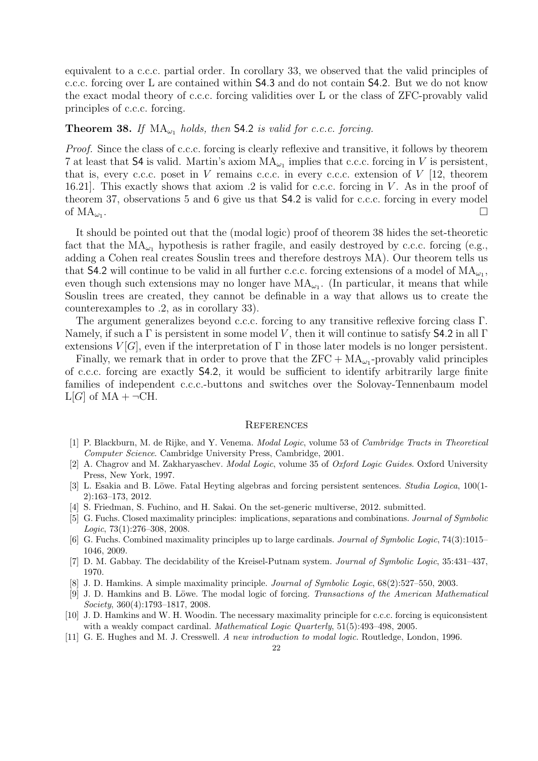equivalent to a c.c.c. partial order. In corollary 33, we observed that the valid principles of c.c.c. forcing over L are contained within S4.3 and do not contain S4.2. But we do not know the exact modal theory of c.c.c. forcing validities over L or the class of ZFC-provably valid principles of c.c.c. forcing.

**Theorem 38.** *If $\mathrm{MA}_{\omega_1}$ holds, then* S4.2 *is valid for c.c.c. forcing.*

*Proof.* Since the class of c.c.c. forcing is clearly reflexive and transitive, it follows by theorem 7 at least that S4 is valid. Martin's axiom $\mathrm{MA}_{\omega_1}$ implies that c.c.c. forcing in $V$ is persistent, that is, every c.c.c. poset in $V$ remains c.c.c. in every c.c.c. extension of $V$ [12, theorem 16.21]. This exactly shows that axiom .2 is valid for c.c.c. forcing in $V$. As in the proof of theorem 37, observations 5 and 6 give us that S4.2 is valid for c.c.c. forcing in every model of $\mathrm{MA}_{\omega_1}$. □

It should be pointed out that the (modal logic) proof of theorem 38 hides the set-theoretic fact that the $\mathrm{MA}_{\omega_1}$ hypothesis is rather fragile, and easily destroyed by c.c.c. forcing (e.g., adding a Cohen real creates Souslin trees and therefore destroys MA). Our theorem tells us that S4.2 will continue to be valid in all further c.c.c. forcing extensions of a model of $\mathrm{MA}_{\omega_1}$, even though such extensions may no longer have $\mathrm{MA}_{\omega_1}$. (In particular, it means that while Souslin trees are created, they cannot be definable in a way that allows us to create the counterexamples to .2, as in corollary 33).

The argument generalizes beyond c.c.c. forcing to any transitive reflexive forcing class $\Gamma$. Namely, if such a $\Gamma$ is persistent in some model $V$, then it will continue to satisfy S4.2 in all $\Gamma$ extensions $V[G]$, even if the interpretation of $\Gamma$ in those later models is no longer persistent.

Finally, we remark that in order to prove that the $\mathrm{ZFC} + \mathrm{MA}_{\omega_1}$-provably valid principles of c.c.c. forcing are exactly S4.2, it would be sufficient to identify arbitrarily large finite families of independent c.c.c.-buttons and switches over the Solovay-Tennenbaum model $\mathrm{L}[G]$ of $\mathrm{MA} + \neg\mathrm{CH}$.

## References

[1] P. Blackburn, M. de Rijke, and Y. Venema. *Modal Logic*, volume 53 of *Cambridge Tracts in Theoretical Computer Science*. Cambridge University Press, Cambridge, 2001.

[2] A. Chagrov and M. Zakharyaschev. *Modal Logic*, volume 35 of *Oxford Logic Guides*. Oxford University Press, New York, 1997.

[3] L. Esakia and B. Löwe. Fatal Heyting algebras and forcing persistent sentences. *Studia Logica*, 100(1-2):163–173, 2012.

[4] S. Friedman, S. Fuchino, and H. Sakai. On the set-generic multiverse, 2012. submitted.

[5] G. Fuchs. Closed maximality principles: implications, separations and combinations. *Journal of Symbolic Logic*, 73(1):276–308, 2008.

[6] G. Fuchs. Combined maximality principles up to large cardinals. *Journal of Symbolic Logic*, 74(3):1015–1046, 2009.

[7] D. M. Gabbay. The decidability of the Kreisel-Putnam system. *Journal of Symbolic Logic*, 35:431–437, 1970.

[8] J. D. Hamkins. A simple maximality principle. *Journal of Symbolic Logic*, 68(2):527–550, 2003.

[9] J. D. Hamkins and B. Löwe. The modal logic of forcing. *Transactions of the American Mathematical Society*, 360(4):1793–1817, 2008.

[10] J. D. Hamkins and W. H. Woodin. The necessary maximality principle for c.c.c. forcing is equiconsistent with a weakly compact cardinal. *Mathematical Logic Quarterly*, 51(5):493–498, 2005.

[11] G. E. Hughes and M. J. Cresswell. *A new introduction to modal logic*. Routledge, London, 1996.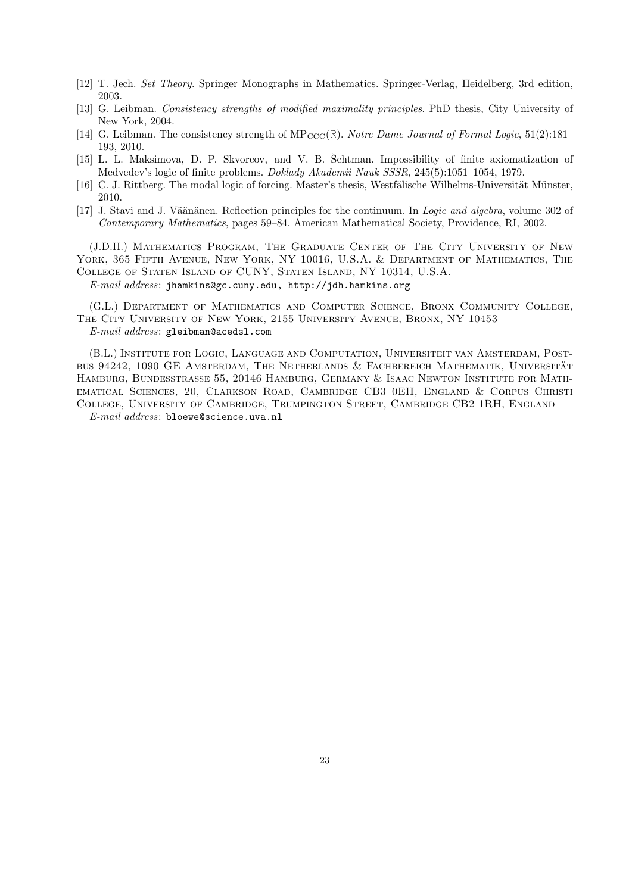[12] T. Jech. *Set Theory*. Springer Monographs in Mathematics. Springer-Verlag, Heidelberg, 3rd edition, 2003.

[13] G. Leibman. *Consistency strengths of modified maximality principles*. PhD thesis, City University of New York, 2004.

[14] G. Leibman. The consistency strength of $\mathrm{MP}_{\mathrm{CCC}}(\mathbb{R})$. *Notre Dame Journal of Formal Logic*, 51(2):181–193, 2010.

[15] L. L. Maksimova, D. P. Skvorcov, and V. B. Šehtman. Impossibility of finite axiomatization of Medvedev's logic of finite problems. *Doklady Akademii Nauk SSSR*, 245(5):1051–1054, 1979.

[16] C. J. Rittberg. The modal logic of forcing. Master's thesis, Westfälische Wilhelms-Universität Münster, 2010.

[17] J. Stavi and J. Väänänen. Reflection principles for the continuum. In *Logic and algebra*, volume 302 of *Contemporary Mathematics*, pages 59–84. American Mathematical Society, Providence, RI, 2002.

(J.D.H.) Mathematics Program, The Graduate Center of The City University of New York, 365 Fifth Avenue, New York, NY 10016, U.S.A. & Department of Mathematics, The College of Staten Island of CUNY, Staten Island, NY 10314, U.S.A.
*E-mail address*: `jhamkins@gc.cuny.edu, http://jdh.hamkins.org`

(G.L.) Department of Mathematics and Computer Science, Bronx Community College, The City University of New York, 2155 University Avenue, Bronx, NY 10453
*E-mail address*: `gleibman@acedsl.com`

(B.L.) Institute for Logic, Language and Computation, Universiteit van Amsterdam, Postbus 94242, 1090 GE Amsterdam, The Netherlands & Fachbereich Mathematik, Universität Hamburg, Bundesstrasse 55, 20146 Hamburg, Germany & Isaac Newton Institute for Mathematical Sciences, 20, Clarkson Road, Cambridge CB3 0EH, England & Corpus Christi College, University of Cambridge, Trumpington Street, Cambridge CB2 1RH, England
*E-mail address*: `bloewe@science.uva.nl`